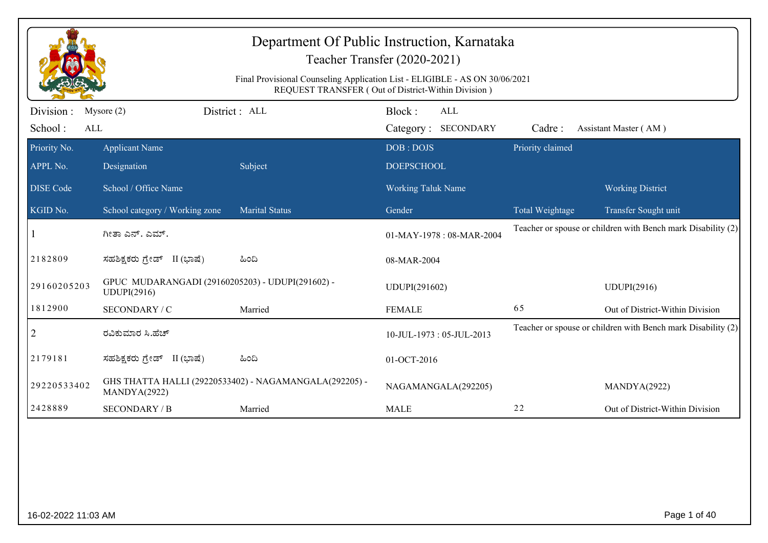# Department Of Public Instruction, Karnataka

## Teacher Transfer (2020-2021)

Final Provisional Counseling Application List - ELIGIBLE - AS ON 30/06/2021
REQUEST TRANSFER ( Out of District-Within Division )

Division : Mysore (2) District : ALL Block : ALL
School : ALL Category : SECONDARY Cadre : Assistant Master ( AM )

| Priority No. / APPL No. / DISE Code / KGID No. | Applicant Name / Designation / School / Office Name / School category / Working zone | Subject / Marital Status | DOB : DOJS / DOEPSCHOOL / Working Taluk Name / Gender | Priority claimed / Total Weightage | Working District / Transfer Sought unit |
|---|---|---|---|---|---|
| 1 | ಗೀತಾ ಎನ್. ಎಮ್. | | 01-MAY-1978 : 08-MAR-2004 | Teacher or spouse or children with Bench mark Disability (2) | |
| 2182809 | ಸಹಶಿಕ್ಷಕರು ಗ್ರೇಡ್ II (ಭಾಷೆ) | ಹಿಂದಿ | 08-MAR-2004 | | |
| 29160205203 | GPUC MUDARANGADI (29160205203) - UDUPI(291602) - UDUPI(2916) | | UDUPI(291602) | | UDUPI(2916) |
| 1812900 | SECONDARY / C | Married | FEMALE | 65 | Out of District-Within Division |
| 2 | ರವಿಕುಮಾರ ಸಿ.ಹೆಚ್ | | 10-JUL-1973 : 05-JUL-2013 | Teacher or spouse or children with Bench mark Disability (2) | |
| 2179181 | ಸಹಶಿಕ್ಷಕರು ಗ್ರೇಡ್ II (ಭಾಷೆ) | ಹಿಂದಿ | 01-OCT-2016 | | |
| 29220533402 | GHS THATTA HALLI (29220533402) - NAGAMANGALA(292205) - MANDYA(2922) | | NAGAMANGALA(292205) | | MANDYA(2922) |
| 2428889 | SECONDARY / B | Married | MALE | 22 | Out of District-Within Division |

16-02-2022 11:03 AM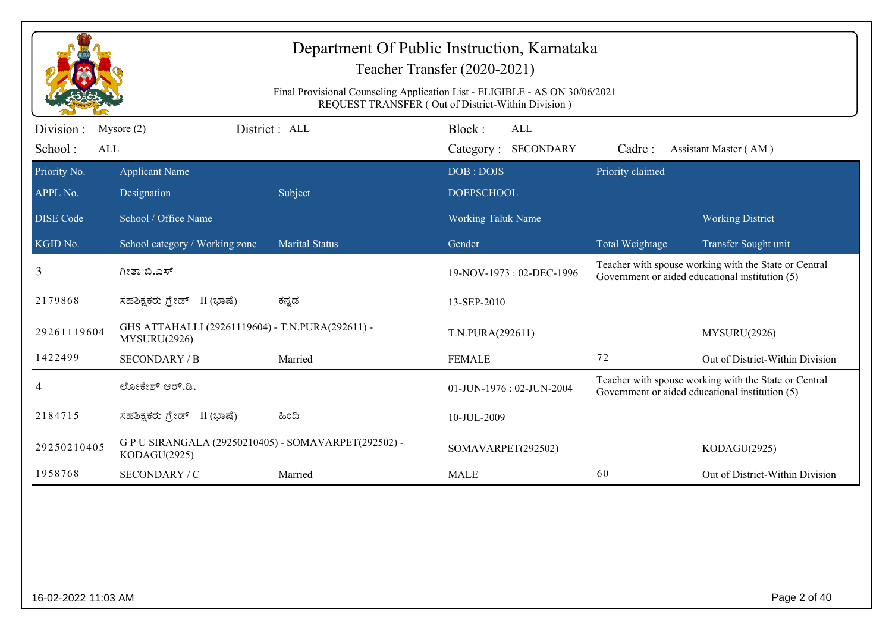# Department Of Public Instruction, Karnataka

## Teacher Transfer (2020-2021)

Final Provisional Counseling Application List - ELIGIBLE - AS ON 30/06/2021
REQUEST TRANSFER ( Out of District-Within Division )

Division : Mysore (2) | District : ALL | Block : ALL
School : ALL | Category : SECONDARY | Cadre : Assistant Master ( AM )

| Priority No. / APPL No. / DISE Code / KGID No. | Applicant Name / Designation / School / Office Name / School category / Working zone | Subject / Marital Status | DOB : DOJS / DOEPSCHOOL / Working Taluk Name / Gender | Priority claimed / Total Weightage | Working District / Transfer Sought unit |
|---|---|---|---|---|---|
| 3 | ಗೀತಾ ಬಿ.ಎಸ್ | | 19-NOV-1973 : 02-DEC-1996 | Teacher with spouse working with the State or Central Government or aided educational institution (5) | |
| 2179868 | ಸಹಶಿಕ್ಷಕರು ಗ್ರೇಡ್ II (ಭಾಷೆ) | ಕನ್ನಡ | 13-SEP-2010 | | |
| 29261119604 | GHS ATTAHALLI (29261119604) - T.N.PURA(292611) - MYSURU(2926) | | T.N.PURA(292611) | | MYSURU(2926) |
| 1422499 | SECONDARY / B | Married | FEMALE | 72 | Out of District-Within Division |
| 4 | ಲೋಕೇಶ್ ಆರ್.ಡಿ. | | 01-JUN-1976 : 02-JUN-2004 | Teacher with spouse working with the State or Central Government or aided educational institution (5) | |
| 2184715 | ಸಹಶಿಕ್ಷಕರು ಗ್ರೇಡ್ II (ಭಾಷೆ) | ಹಿಂದಿ | 10-JUL-2009 | | |
| 29250210405 | G P U SIRANGALA (29250210405) - SOMAVARPET(292502) - KODAGU(2925) | | SOMAVARPET(292502) | | KODAGU(2925) |
| 1958768 | SECONDARY / C | Married | MALE | 60 | Out of District-Within Division |

16-02-2022 11:03 AM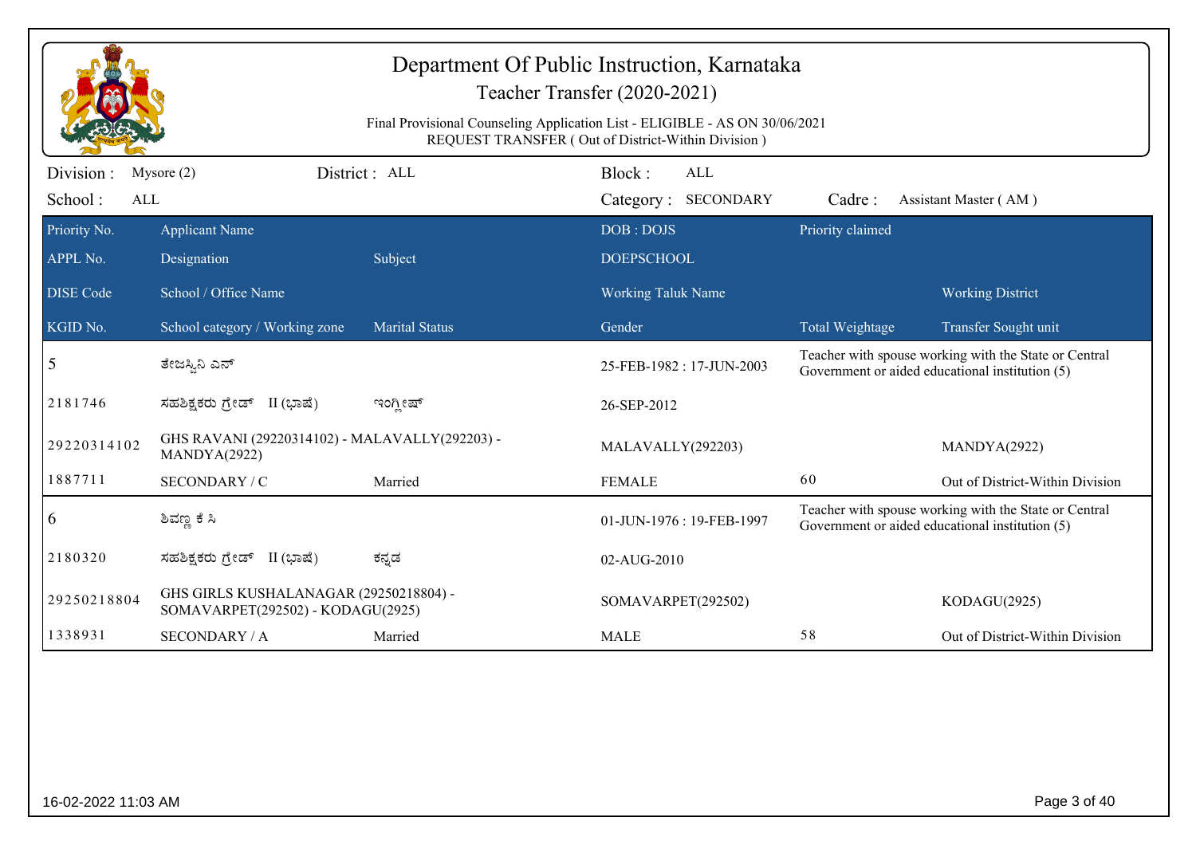# Department Of Public Instruction, Karnataka

## Teacher Transfer (2020-2021)

Final Provisional Counseling Application List - ELIGIBLE - AS ON 30/06/2021
REQUEST TRANSFER ( Out of District-Within Division )

Division : Mysore (2) District : ALL Block : ALL
School : ALL Category : SECONDARY Cadre : Assistant Master ( AM )

| Priority No. / APPL No. / DISE Code / KGID No. | Applicant Name / Designation / School / Office Name / School category / Working zone | Subject / Marital Status | DOB : DOJS / DOEPSCHOOL / Working Taluk Name / Gender | Priority claimed / Total Weightage | Working District / Transfer Sought unit |
|---|---|---|---|---|---|
| 5 | ತೇಜಸ್ವಿನಿ ಎನ್ | | 25-FEB-1982 : 17-JUN-2003 | Teacher with spouse working with the State or Central Government or aided educational institution (5) | |
| 2181746 | ಸಹಶಿಕ್ಷಕರು ಗ್ರೇಡ್ II (ಭಾಷೆ) | ಇಂಗ್ಲೀಷ್ | 26-SEP-2012 | | |
| 29220314102 | GHS RAVANI (29220314102) - MALAVALLY(292203) - MANDYA(2922) | | MALAVALLY(292203) | | MANDYA(2922) |
| 1887711 | SECONDARY / C | Married | FEMALE | 60 | Out of District-Within Division |
| 6 | ಶಿವಣ್ಣ ಕೆ ಸಿ | | 01-JUN-1976 : 19-FEB-1997 | Teacher with spouse working with the State or Central Government or aided educational institution (5) | |
| 2180320 | ಸಹಶಿಕ್ಷಕರು ಗ್ರೇಡ್ II (ಭಾಷೆ) | ಕನ್ನಡ | 02-AUG-2010 | | |
| 29250218804 | GHS GIRLS KUSHALANAGAR (29250218804) - SOMAVARPET(292502) - KODAGU(2925) | | SOMAVARPET(292502) | | KODAGU(2925) |
| 1338931 | SECONDARY / A | Married | MALE | 58 | Out of District-Within Division |

16-02-2022 11:03 AM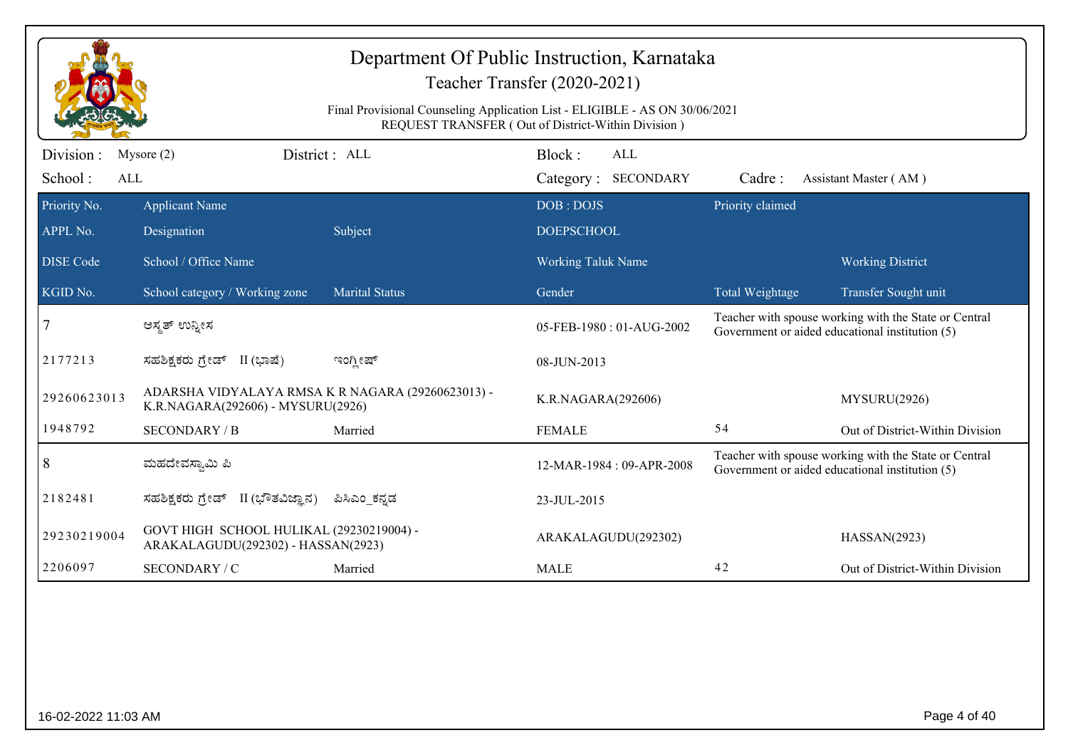# Department Of Public Instruction, Karnataka

## Teacher Transfer (2020-2021)

Final Provisional Counseling Application List - ELIGIBLE - AS ON 30/06/2021
REQUEST TRANSFER ( Out of District-Within Division )

Division : Mysore (2) District : ALL Block : ALL
School : ALL Category : SECONDARY Cadre : Assistant Master ( AM )

| Priority No. / APPL No. / DISE Code / KGID No. | Applicant Name / Designation / School / Office Name / School category / Working zone | Subject / Marital Status | DOB : DOJS / DOEPSCHOOL / Working Taluk Name / Gender | Priority claimed / Total Weightage | Working District / Transfer Sought unit |
|---|---|---|---|---|---|
| 7 | ಅಸ್ಮತ್ ಉನ್ನೀಸ | | 05-FEB-1980 : 01-AUG-2002 | Teacher with spouse working with the State or Central Government or aided educational institution (5) | |
| 2177213 | ಸಹಶಿಕ್ಷಕರು ಗ್ರೇಡ್ II (ಭಾಷೆ) | ಇಂಗ್ಲೀಷ್ | 08-JUN-2013 | | |
| 29260623013 | ADARSHA VIDYALAYA RMSA K R NAGARA (29260623013) - K.R.NAGARA(292606) - MYSURU(2926) | | K.R.NAGARA(292606) | | MYSURU(2926) |
| 1948792 | SECONDARY / B | Married | FEMALE | 54 | Out of District-Within Division |
| 8 | ಮಹದೇವಸ್ವಾಮಿ ಪಿ | | 12-MAR-1984 : 09-APR-2008 | Teacher with spouse working with the State or Central Government or aided educational institution (5) | |
| 2182481 | ಸಹಶಿಕ್ಷಕರು ಗ್ರೇಡ್ II (ಭೌತವಿಜ್ಞಾನ) | ಪಿಸಿಎಂ_ಕನ್ನಡ | 23-JUL-2015 | | |
| 29230219004 | GOVT HIGH SCHOOL HULIKAL (29230219004) - ARAKALAGUDU(292302) - HASSAN(2923) | | ARAKALAGUDU(292302) | | HASSAN(2923) |
| 2206097 | SECONDARY / C | Married | MALE | 42 | Out of District-Within Division |

16-02-2022 11:03 AM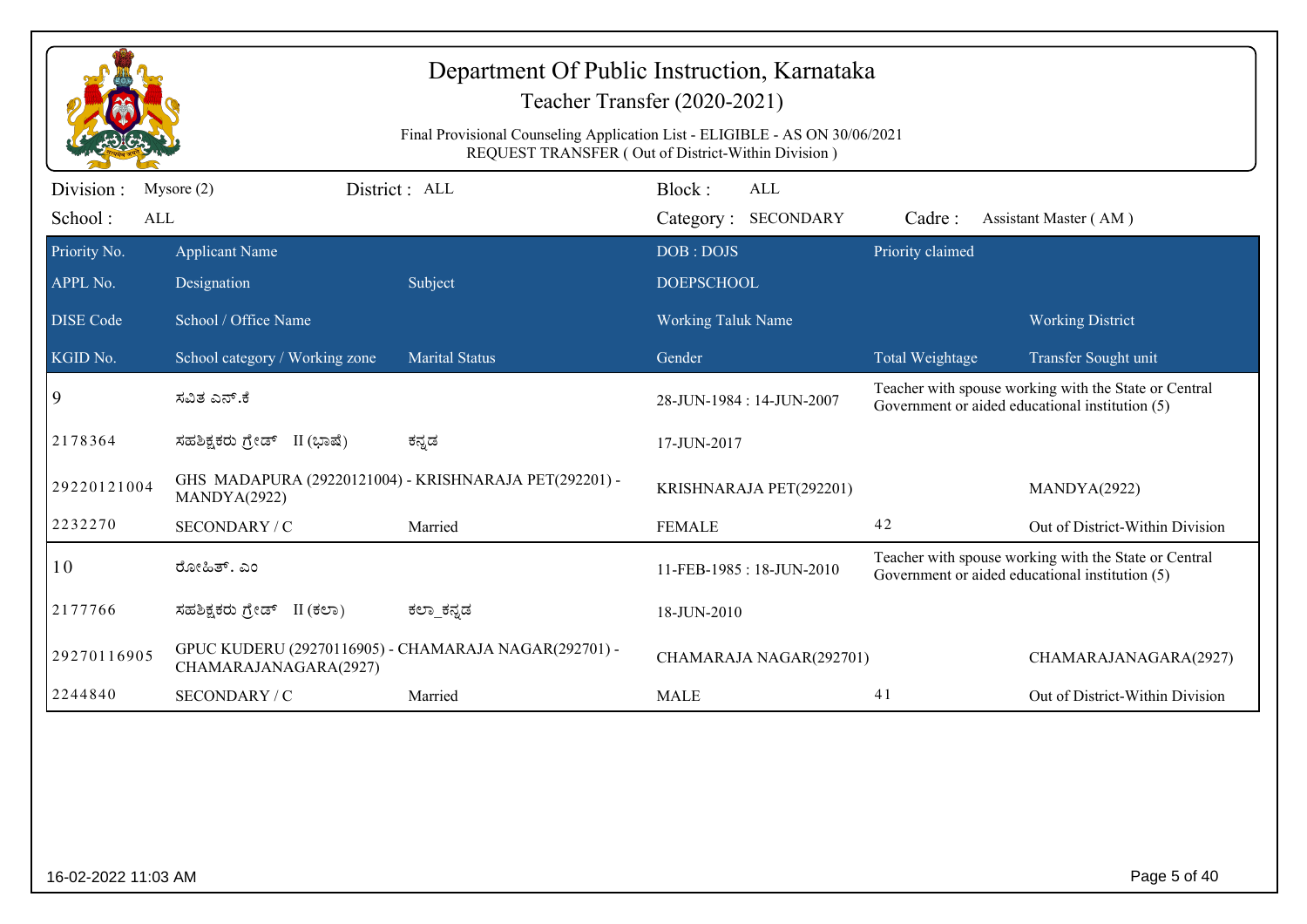# Department Of Public Instruction, Karnataka

## Teacher Transfer (2020-2021)

Final Provisional Counseling Application List - ELIGIBLE - AS ON 30/06/2021
REQUEST TRANSFER ( Out of District-Within Division )

Division : Mysore (2) District : ALL Block : ALL
School : ALL Category : SECONDARY Cadre : Assistant Master ( AM )

| Priority No. / APPL No. / DISE Code / KGID No. | Applicant Name / Designation / School / Office Name / School category / Working zone | Subject / Marital Status | DOB : DOJS / DOEPSCHOOL / Working Taluk Name / Gender | Priority claimed / Total Weightage | Working District / Transfer Sought unit |
|---|---|---|---|---|---|
| 9 | ಸವಿತ ಎನ್.ಕೆ | | 28-JUN-1984 : 14-JUN-2007 | Teacher with spouse working with the State or Central Government or aided educational institution (5) | |
| 2178364 | ಸಹಶಿಕ್ಷಕರು ಗ್ರೇಡ್ II (ಭಾಷೆ) | ಕನ್ನಡ | 17-JUN-2017 | | |
| 29220121004 | GHS MADAPURA (29220121004) - KRISHNARAJA PET(292201) - MANDYA(2922) | | KRISHNARAJA PET(292201) | | MANDYA(2922) |
| 2232270 | SECONDARY / C | Married | FEMALE | 42 | Out of District-Within Division |
| 10 | ರೋಹಿತ್. ಎಂ | | 11-FEB-1985 : 18-JUN-2010 | Teacher with spouse working with the State or Central Government or aided educational institution (5) | |
| 2177766 | ಸಹಶಿಕ್ಷಕರು ಗ್ರೇಡ್ II (ಕಲಾ) | ಕಲಾ_ಕನ್ನಡ | 18-JUN-2010 | | |
| 29270116905 | GPUC KUDERU (29270116905) - CHAMARAJA NAGAR(292701) - CHAMARAJANAGARA(2927) | | CHAMARAJA NAGAR(292701) | | CHAMARAJANAGARA(2927) |
| 2244840 | SECONDARY / C | Married | MALE | 41 | Out of District-Within Division |

16-02-2022 11:03 AM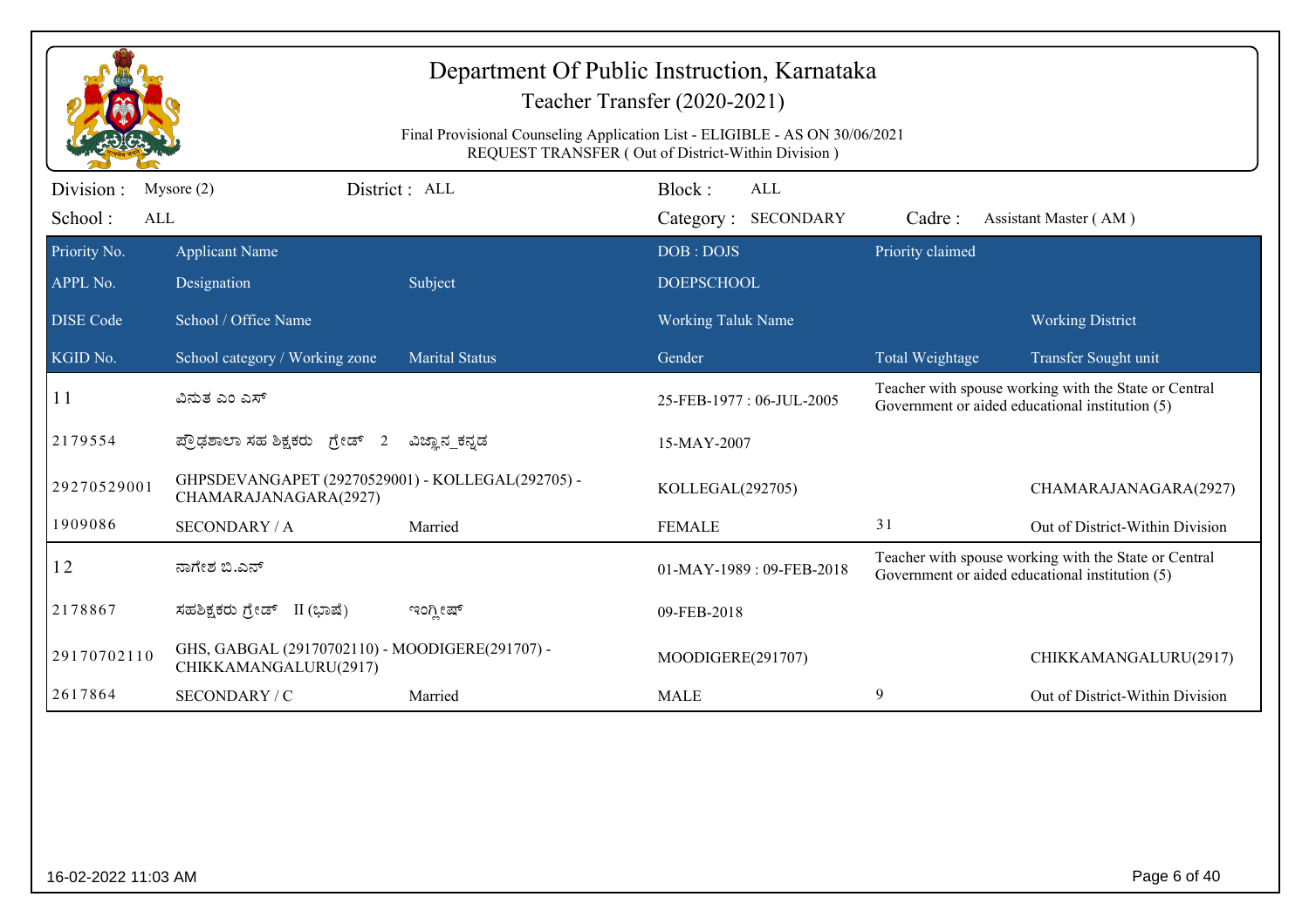# Department Of Public Instruction, Karnataka

## Teacher Transfer (2020-2021)

Final Provisional Counseling Application List - ELIGIBLE - AS ON 30/06/2021
REQUEST TRANSFER ( Out of District-Within Division )

Division : Mysore (2) District : ALL Block : ALL
School : ALL Category : SECONDARY Cadre : Assistant Master ( AM )

| Priority No. / APPL No. / DISE Code / KGID No. | Applicant Name / Designation / School / Office Name / School category / Working zone | Subject / Marital Status | DOB : DOJS / DOEPSCHOOL / Working Taluk Name / Gender | Priority claimed / Total Weightage | Working District / Transfer Sought unit |
|---|---|---|---|---|---|
| 11 | ವಿನುತ ಎಂ ಎಸ್ | | 25-FEB-1977 : 06-JUL-2005 | Teacher with spouse working with the State or Central Government or aided educational institution (5) | |
| 2179554 | ಪ್ರೌಢಶಾಲಾ ಸಹ ಶಿಕ್ಷಕರು ಗ್ರೇಡ್ 2 | ವಿಜ್ಞಾನ_ಕನ್ನಡ | 15-MAY-2007 | | |
| 29270529001 | GHPSDEVANGAPET (29270529001) - KOLLEGAL(292705) - CHAMARAJANAGARA(2927) | | KOLLEGAL(292705) | | CHAMARAJANAGARA(2927) |
| 1909086 | SECONDARY / A | Married | FEMALE | 31 | Out of District-Within Division |
| 12 | ನಾಗೇಶ ಬಿ.ಎನ್ | | 01-MAY-1989 : 09-FEB-2018 | Teacher with spouse working with the State or Central Government or aided educational institution (5) | |
| 2178867 | ಸಹಶಿಕ್ಷಕರು ಗ್ರೇಡ್ II (ಭಾಷೆ) | ಇಂಗ್ಲೀಷ್ | 09-FEB-2018 | | |
| 29170702110 | GHS, GABGAL (29170702110) - MOODIGERE(291707) - CHIKKAMANGALURU(2917) | | MOODIGERE(291707) | | CHIKKAMANGALURU(2917) |
| 2617864 | SECONDARY / C | Married | MALE | 9 | Out of District-Within Division |

16-02-2022 11:03 AM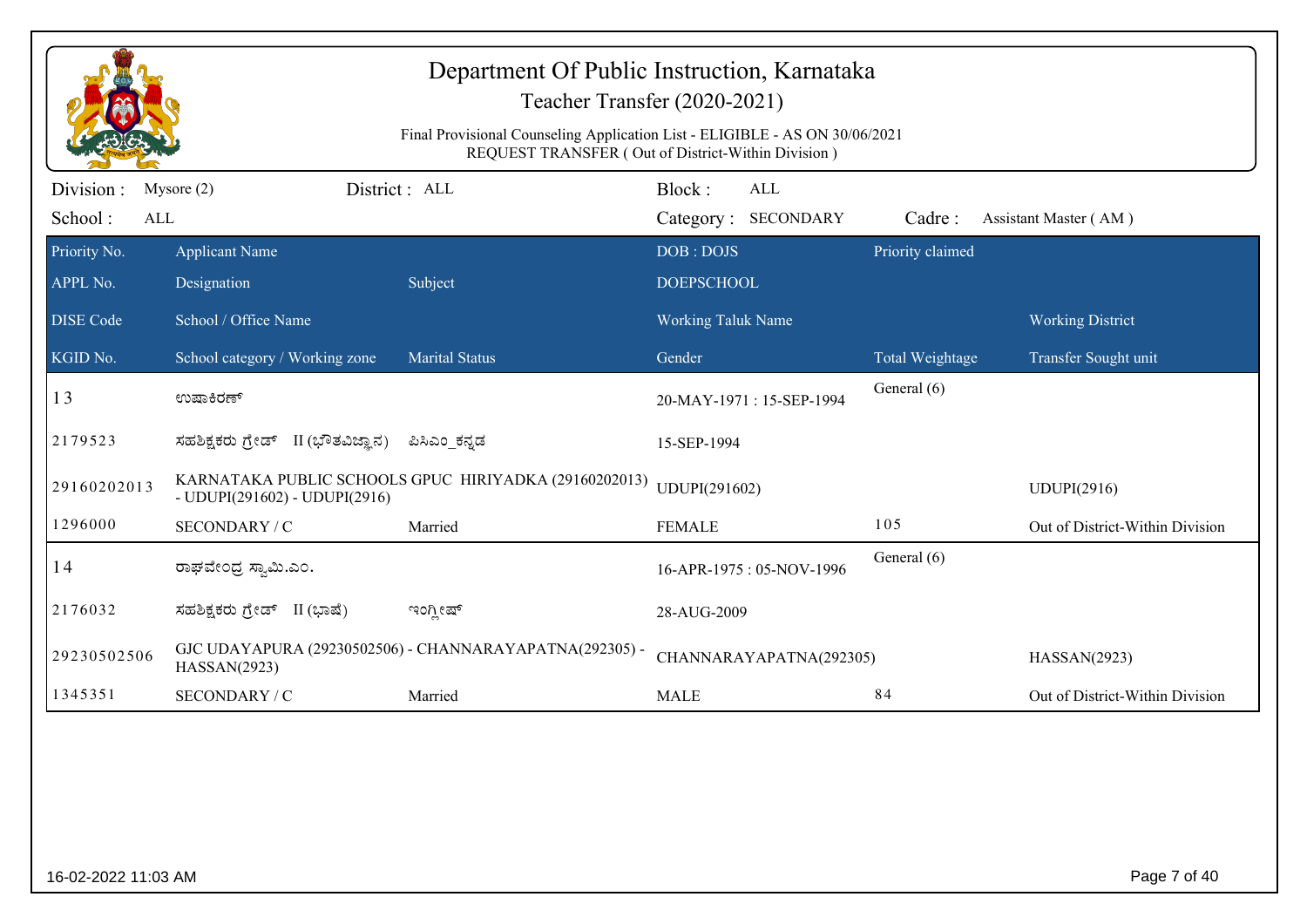# Department Of Public Instruction, Karnataka

## Teacher Transfer (2020-2021)

Final Provisional Counseling Application List - ELIGIBLE - AS ON 30/06/2021
REQUEST TRANSFER ( Out of District-Within Division )

Division : Mysore (2) District : ALL Block : ALL
School : ALL Category : SECONDARY Cadre : Assistant Master ( AM )

| Priority No. / APPL No. / DISE Code / KGID No. | Applicant Name / Designation / School / Office Name / School category / Working zone | Subject / Marital Status | DOB : DOJS / DOEPSCHOOL / Working Taluk Name / Gender | Priority claimed / Total Weightage | Working District / Transfer Sought unit |
|---|---|---|---|---|---|
| 13 | ಉಷಾಕಿರಣ್ | | 20-MAY-1971 : 15-SEP-1994 | General (6) | |
| 2179523 | ಸಹಶಿಕ್ಷಕರು ಗ್ರೇಡ್ II (ಭೌತವಿಜ್ಞಾನ) | ಪಿಸಿಎಂ_ಕನ್ನಡ | 15-SEP-1994 | | |
| 29160202013 | KARNATAKA PUBLIC SCHOOLS GPUC HIRIYADKA (29160202013) - UDUPI(291602) - UDUPI(2916) | | UDUPI(291602) | | UDUPI(2916) |
| 1296000 | SECONDARY / C | Married | FEMALE | 105 | Out of District-Within Division |
| 14 | ರಾಘವೇಂದ್ರ ಸ್ವಾಮಿ.ಎಂ. | | 16-APR-1975 : 05-NOV-1996 | General (6) | |
| 2176032 | ಸಹಶಿಕ್ಷಕರು ಗ್ರೇಡ್ II (ಭಾಷೆ) | ಇಂಗ್ಲೀಷ್ | 28-AUG-2009 | | |
| 29230502506 | GJC UDAYAPURA (29230502506) - CHANNARAYAPATNA(292305) - HASSAN(2923) | | CHANNARAYAPATNA(292305) | | HASSAN(2923) |
| 1345351 | SECONDARY / C | Married | MALE | 84 | Out of District-Within Division |

16-02-2022 11:03 AM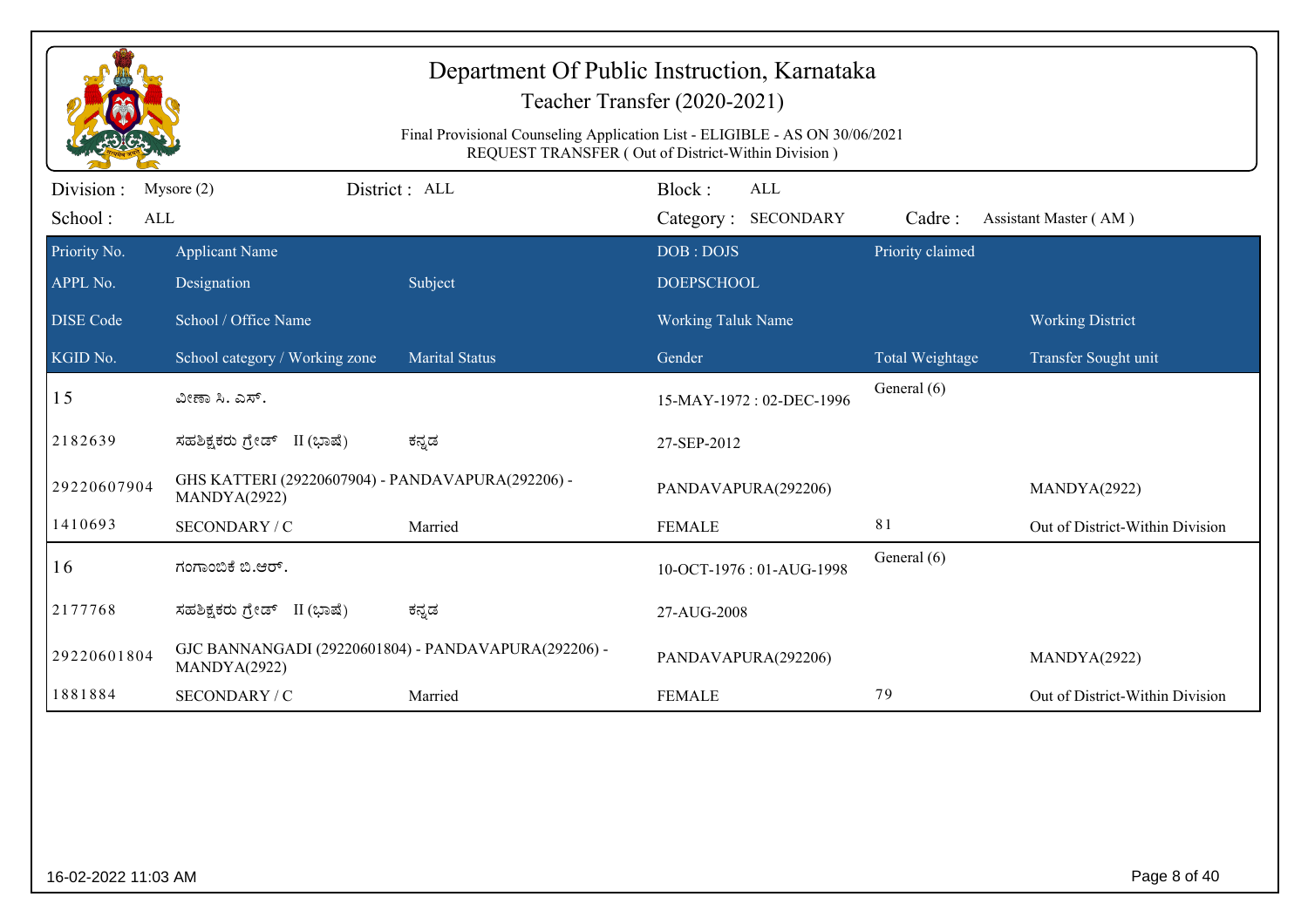# Department Of Public Instruction, Karnataka

## Teacher Transfer (2020-2021)

Final Provisional Counseling Application List - ELIGIBLE - AS ON 30/06/2021
REQUEST TRANSFER ( Out of District-Within Division )

Division : Mysore (2) | District : ALL | Block : ALL
School : ALL | Category : SECONDARY | Cadre : Assistant Master ( AM )

| Priority No. / APPL No. / DISE Code / KGID No. | Applicant Name / Designation / School / Office Name / School category / Working zone | Subject / Marital Status | DOB : DOJS / DOEPSCHOOL / Working Taluk Name / Gender | Priority claimed / Total Weightage | Working District / Transfer Sought unit |
|---|---|---|---|---|---|
| 15 | ವೀಣಾ ಸಿ. ಎಸ್. | | 15-MAY-1972 : 02-DEC-1996 | General (6) | |
| 2182639 | ಸಹಶಿಕ್ಷಕರು ಗ್ರೇಡ್ II (ಭಾಷೆ) | ಕನ್ನಡ | 27-SEP-2012 | | |
| 29220607904 | GHS KATTERI (29220607904) - PANDAVAPURA(292206) - MANDYA(2922) | | PANDAVAPURA(292206) | | MANDYA(2922) |
| 1410693 | SECONDARY / C | Married | FEMALE | 81 | Out of District-Within Division |
| 16 | ಗಂಗಾಂಬಿಕೆ ಬಿ.ಆರ್. | | 10-OCT-1976 : 01-AUG-1998 | General (6) | |
| 2177768 | ಸಹಶಿಕ್ಷಕರು ಗ್ರೇಡ್ II (ಭಾಷೆ) | ಕನ್ನಡ | 27-AUG-2008 | | |
| 29220601804 | GJC BANNANGADI (29220601804) - PANDAVAPURA(292206) - MANDYA(2922) | | PANDAVAPURA(292206) | | MANDYA(2922) |
| 1881884 | SECONDARY / C | Married | FEMALE | 79 | Out of District-Within Division |

16-02-2022 11:03 AM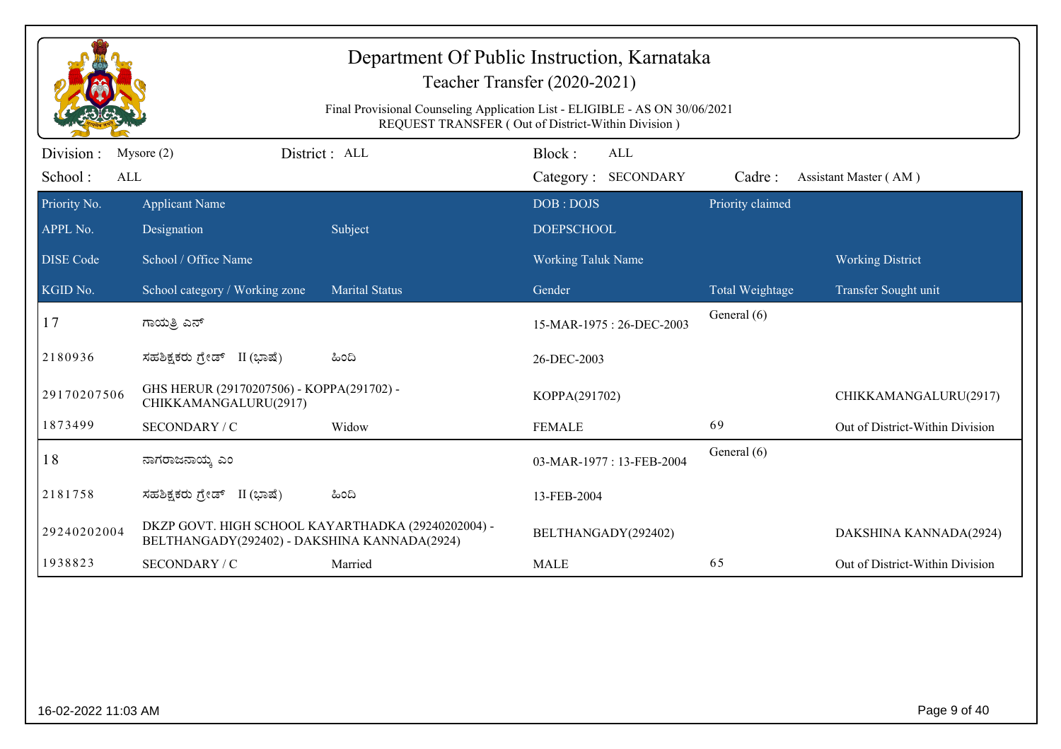# Department Of Public Instruction, Karnataka

## Teacher Transfer (2020-2021)

Final Provisional Counseling Application List - ELIGIBLE - AS ON 30/06/2021
REQUEST TRANSFER ( Out of District-Within Division )

Division : Mysore (2) | District : ALL | Block : ALL
School : ALL | Category : SECONDARY | Cadre : Assistant Master ( AM )

| Priority No. / APPL No. / DISE Code / KGID No. | Applicant Name / Designation / School / Office Name / School category / Working zone | Subject / Marital Status | DOB : DOJS / DOEPSCHOOL / Working Taluk Name / Gender | Priority claimed / Total Weightage | Working District / Transfer Sought unit |
|---|---|---|---|---|---|
| 17 | ಗಾಯತ್ರಿ ಎನ್ | | 15-MAR-1975 : 26-DEC-2003 | General (6) | |
| 2180936 | ಸಹಶಿಕ್ಷಕರು ಗ್ರೇಡ್ II (ಭಾಷೆ) | ಹಿಂದಿ | 26-DEC-2003 | | |
| 29170207506 | GHS HERUR (29170207506) - KOPPA(291702) - CHIKKAMANGALURU(2917) | | KOPPA(291702) | | CHIKKAMANGALURU(2917) |
| 1873499 | SECONDARY / C | Widow | FEMALE | 69 | Out of District-Within Division |
| 18 | ನಾಗರಾಜನಾಯ್ಕ ಎಂ | | 03-MAR-1977 : 13-FEB-2004 | General (6) | |
| 2181758 | ಸಹಶಿಕ್ಷಕರು ಗ್ರೇಡ್ II (ಭಾಷೆ) | ಹಿಂದಿ | 13-FEB-2004 | | |
| 29240202004 | DKZP GOVT. HIGH SCHOOL KAYARTHADKA (29240202004) - BELTHANGADY(292402) - DAKSHINA KANNADA(2924) | | BELTHANGADY(292402) | | DAKSHINA KANNADA(2924) |
| 1938823 | SECONDARY / C | Married | MALE | 65 | Out of District-Within Division |

16-02-2022 11:03 AM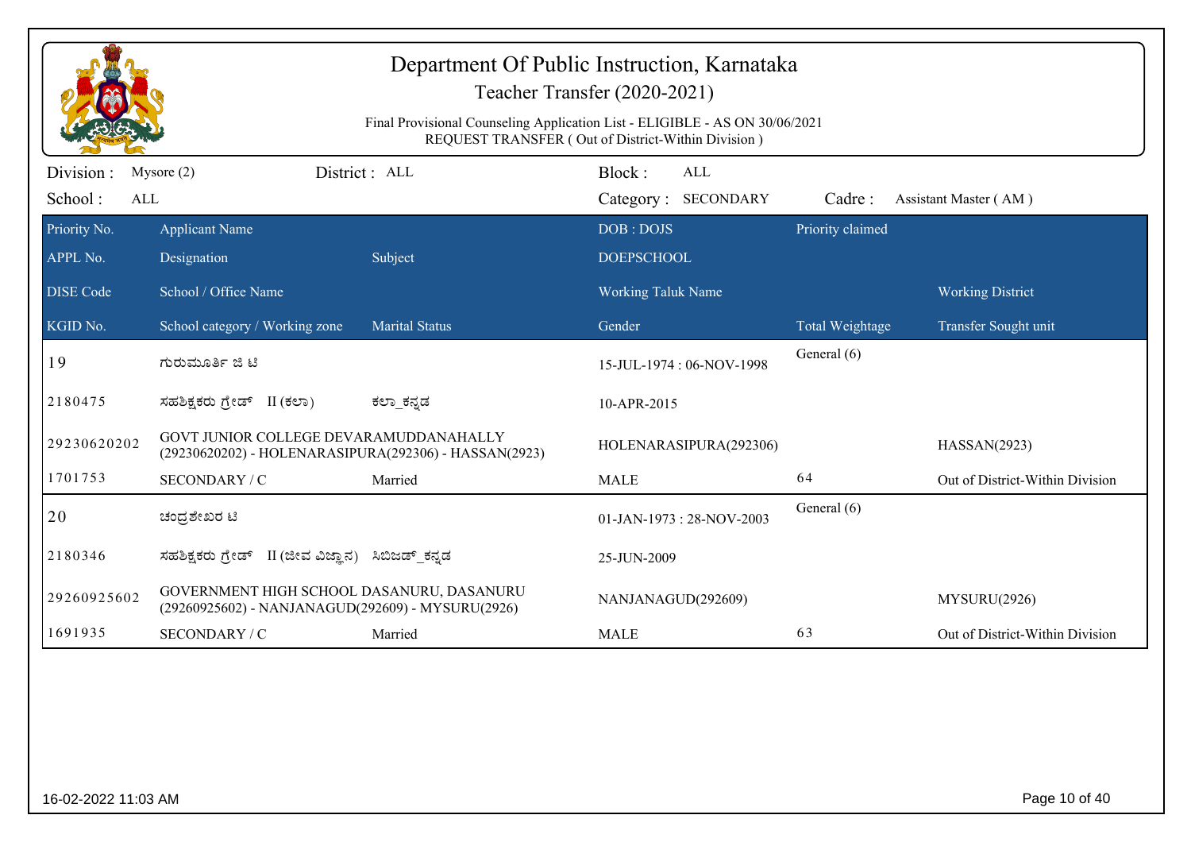# Department Of Public Instruction, Karnataka

## Teacher Transfer (2020-2021)

Final Provisional Counseling Application List - ELIGIBLE - AS ON 30/06/2021
REQUEST TRANSFER ( Out of District-Within Division )

Division : Mysore (2) District : ALL Block : ALL
School : ALL Category : SECONDARY Cadre : Assistant Master ( AM )

| Priority No. / APPL No. / DISE Code / KGID No. | Applicant Name / Designation / School / Office Name / School category / Working zone | Subject / Marital Status | DOB : DOJS / DOEPSCHOOL / Working Taluk Name / Gender | Priority claimed / Total Weightage | Working District / Transfer Sought unit |
|---|---|---|---|---|---|
| 19 | ಗುರುಮೂರ್ತಿ ಜಿ ಟಿ | | 15-JUL-1974 : 06-NOV-1998 | General (6) | |
| 2180475 | ಸಹಶಿಕ್ಷಕರು ಗ್ರೇಡ್ II (ಕಲಾ) | ಕಲಾ_ಕನ್ನಡ | 10-APR-2015 | | |
| 29230620202 | GOVT JUNIOR COLLEGE DEVARAMUDDANAHALLY (29230620202) - HOLENARASIPURA(292306) - HASSAN(2923) | | HOLENARASIPURA(292306) | | HASSAN(2923) |
| 1701753 | SECONDARY / C | Married | MALE | 64 | Out of District-Within Division |
| 20 | ಚಂದ್ರಶೇಖರ ಟಿ | | 01-JAN-1973 : 28-NOV-2003 | General (6) | |
| 2180346 | ಸಹಶಿಕ್ಷಕರು ಗ್ರೇಡ್ II (ಜೀವ ವಿಜ್ಞಾನ) | ಸಿಬಿಜಡ್_ಕನ್ನಡ | 25-JUN-2009 | | |
| 29260925602 | GOVERNMENT HIGH SCHOOL DASANURU, DASANURU (29260925602) - NANJANAGUD(292609) - MYSURU(2926) | | NANJANAGUD(292609) | | MYSURU(2926) |
| 1691935 | SECONDARY / C | Married | MALE | 63 | Out of District-Within Division |

16-02-2022 11:03 AM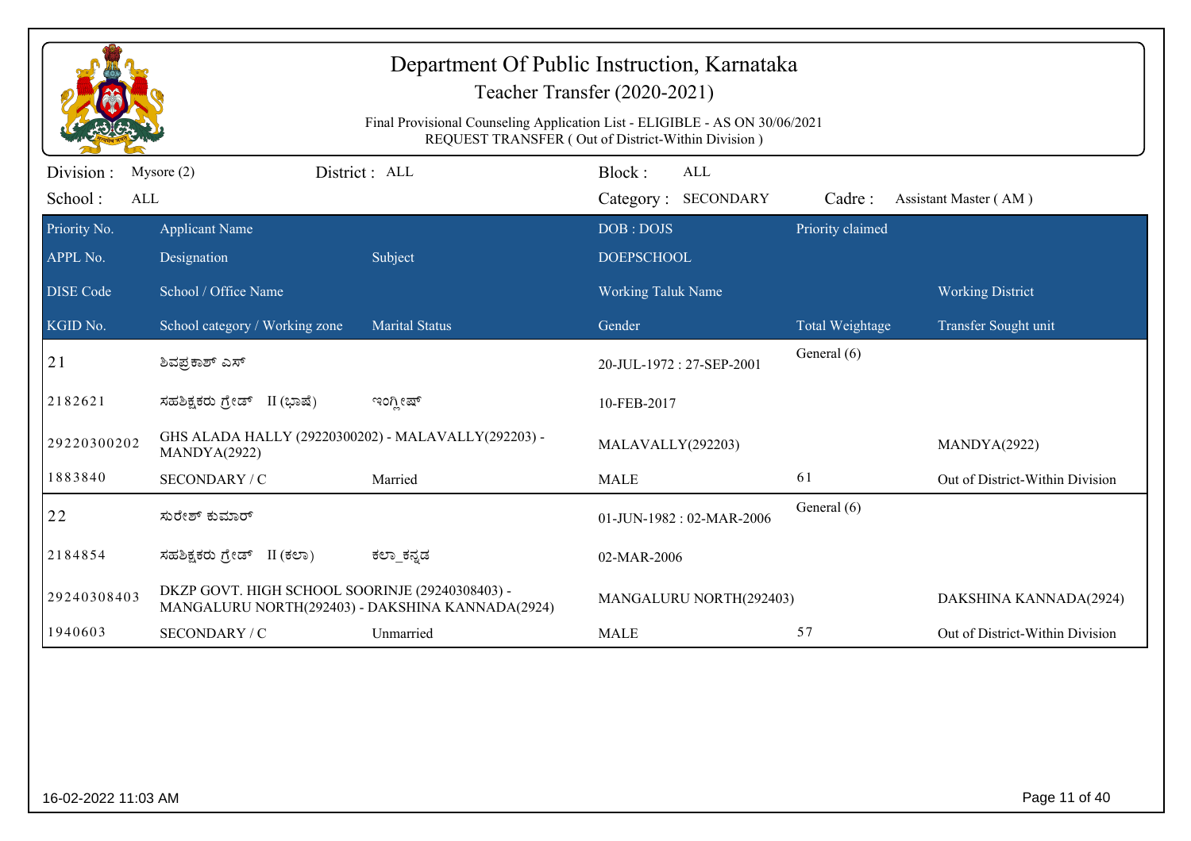# Department Of Public Instruction, Karnataka

## Teacher Transfer (2020-2021)

Final Provisional Counseling Application List - ELIGIBLE - AS ON 30/06/2021

REQUEST TRANSFER ( Out of District-Within Division )

Division : Mysore (2) District : ALL Block : ALL

School : ALL Category : SECONDARY Cadre : Assistant Master ( AM )

| Priority No. / APPL No. / DISE Code / KGID No. | Applicant Name / Designation / School / Office Name / School category / Working zone | Subject / Marital Status | DOB : DOJS / DOEPSCHOOL / Working Taluk Name / Gender | Priority claimed / Total Weightage | Working District / Transfer Sought unit |
|---|---|---|---|---|---|
| 21 | ಶಿವಪ್ರಕಾಶ್ ಎಸ್ | | 20-JUL-1972 : 27-SEP-2001 | General (6) | |
| 2182621 | ಸಹಶಿಕ್ಷಕರು ಗ್ರೇಡ್ II (ಭಾಷೆ) | ಇಂಗ್ಲೀಷ್ | 10-FEB-2017 | | |
| 29220300202 | GHS ALADA HALLY (29220300202) - MALAVALLY(292203) - MANDYA(2922) | | MALAVALLY(292203) | | MANDYA(2922) |
| 1883840 | SECONDARY / C | Married | MALE | 61 | Out of District-Within Division |
| 22 | ಸುರೇಶ್ ಕುಮಾರ್ | | 01-JUN-1982 : 02-MAR-2006 | General (6) | |
| 2184854 | ಸಹಶಿಕ್ಷಕರು ಗ್ರೇಡ್ II (ಕಲಾ) | ಕಲಾ_ಕನ್ನಡ | 02-MAR-2006 | | |
| 29240308403 | DKZP GOVT. HIGH SCHOOL SOORINJE (29240308403) - MANGALURU NORTH(292403) - DAKSHINA KANNADA(2924) | | MANGALURU NORTH(292403) | | DAKSHINA KANNADA(2924) |
| 1940603 | SECONDARY / C | Unmarried | MALE | 57 | Out of District-Within Division |

16-02-2022 11:03 AM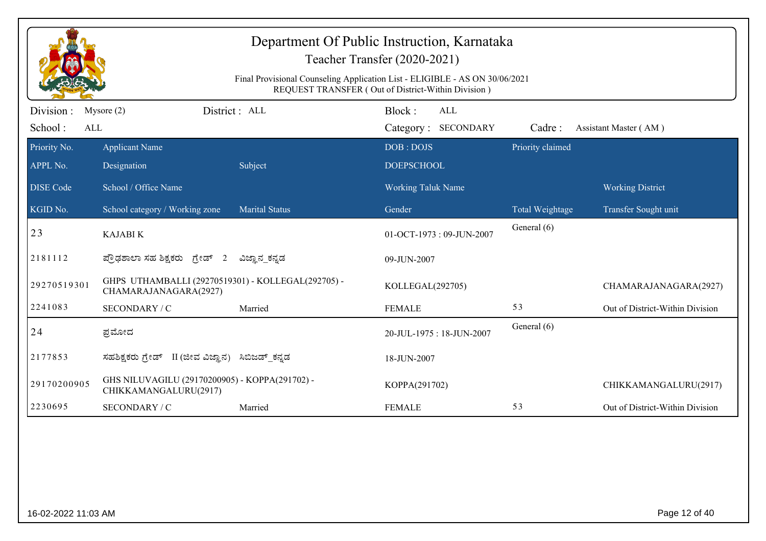# Department Of Public Instruction, Karnataka

## Teacher Transfer (2020-2021)

Final Provisional Counseling Application List - ELIGIBLE - AS ON 30/06/2021
REQUEST TRANSFER ( Out of District-Within Division )

Division : Mysore (2) District : ALL Block : ALL
School : ALL Category : SECONDARY Cadre : Assistant Master ( AM )

| Priority No. / APPL No. / DISE Code / KGID No. | Applicant Name / Designation / School / Office Name / School category / Working zone | Subject / Marital Status | DOB : DOJS / DOEPSCHOOL / Working Taluk Name / Gender | Priority claimed / Total Weightage | Working District / Transfer Sought unit |
|---|---|---|---|---|---|
| 23 | KAJABI K | | 01-OCT-1973 : 09-JUN-2007 | General (6) | |
| 2181112 | ಪ್ರೌಢಶಾಲಾ ಸಹ ಶಿಕ್ಷಕರು ಗ್ರೇಡ್ 2 | ವಿಜ್ಞಾನ_ಕನ್ನಡ | 09-JUN-2007 | | |
| 29270519301 | GHPS UTHAMBALLI (29270519301) - KOLLEGAL(292705) - CHAMARAJANAGARA(2927) | | KOLLEGAL(292705) | | CHAMARAJANAGARA(2927) |
| 2241083 | SECONDARY / C | Married | FEMALE | 53 | Out of District-Within Division |
| 24 | ಪ್ರಮೋದ | | 20-JUL-1975 : 18-JUN-2007 | General (6) | |
| 2177853 | ಸಹಶಿಕ್ಷಕರು ಗ್ರೇಡ್ II (ಜೀವ ವಿಜ್ಞಾನ) | ಸಿಬಿಜಡ್_ಕನ್ನಡ | 18-JUN-2007 | | |
| 29170200905 | GHS NILUVAGILU (29170200905) - KOPPA(291702) - CHIKKAMANGALURU(2917) | | KOPPA(291702) | | CHIKKAMANGALURU(2917) |
| 2230695 | SECONDARY / C | Married | FEMALE | 53 | Out of District-Within Division |

16-02-2022 11:03 AM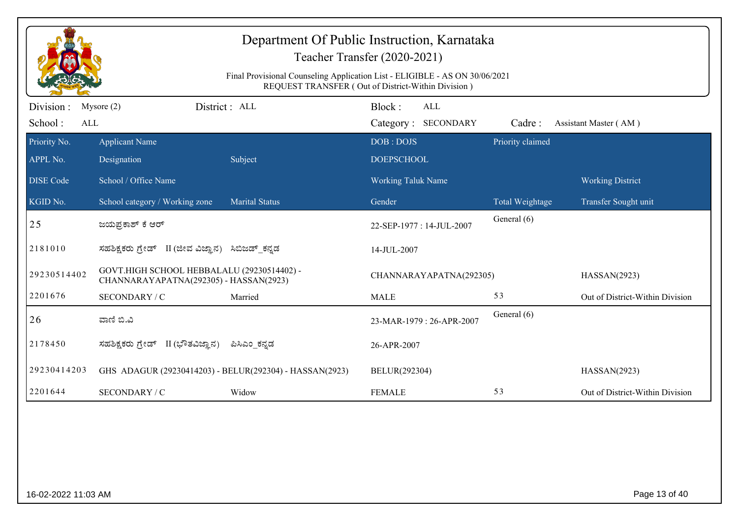# Department Of Public Instruction, Karnataka

## Teacher Transfer (2020-2021)

Final Provisional Counseling Application List - ELIGIBLE - AS ON 30/06/2021
REQUEST TRANSFER ( Out of District-Within Division )

Division : Mysore (2) District : ALL Block : ALL
School : ALL Category : SECONDARY Cadre : Assistant Master ( AM )

| Priority No. / APPL No. / DISE Code / KGID No. | Applicant Name / Designation / School / Office Name / School category / Working zone | Subject / Marital Status | DOB : DOJS / DOEPSCHOOL / Working Taluk Name / Gender | Priority claimed / Total Weightage | Working District / Transfer Sought unit |
|---|---|---|---|---|---|
| 25 | ಜಯಪ್ರಕಾಶ್ ಕೆ ಆರ್ | | 22-SEP-1977 : 14-JUL-2007 | General (6) | |
| 2181010 | ಸಹಶಿಕ್ಷಕರು ಗ್ರೇಡ್ II (ಜೀವ ವಿಜ್ಞಾನ) | ಸಿಬಿಜಡ್_ಕನ್ನಡ | 14-JUL-2007 | | |
| 29230514402 | GOVT.HIGH SCHOOL HEBBALALU (29230514402) - CHANNARAYAPATNA(292305) - HASSAN(2923) | | CHANNARAYAPATNA(292305) | | HASSAN(2923) |
| 2201676 | SECONDARY / C | Married | MALE | 53 | Out of District-Within Division |
| 26 | ವಾಣಿ ಬಿ.ವಿ | | 23-MAR-1979 : 26-APR-2007 | General (6) | |
| 2178450 | ಸಹಶಿಕ್ಷಕರು ಗ್ರೇಡ್ II (ಭೌತವಿಜ್ಞಾನ) | ಪಿಸಿಎಂ_ಕನ್ನಡ | 26-APR-2007 | | |
| 29230414203 | GHS ADAGUR (29230414203) - BELUR(292304) - HASSAN(2923) | | BELUR(292304) | | HASSAN(2923) |
| 2201644 | SECONDARY / C | Widow | FEMALE | 53 | Out of District-Within Division |

16-02-2022 11:03 AM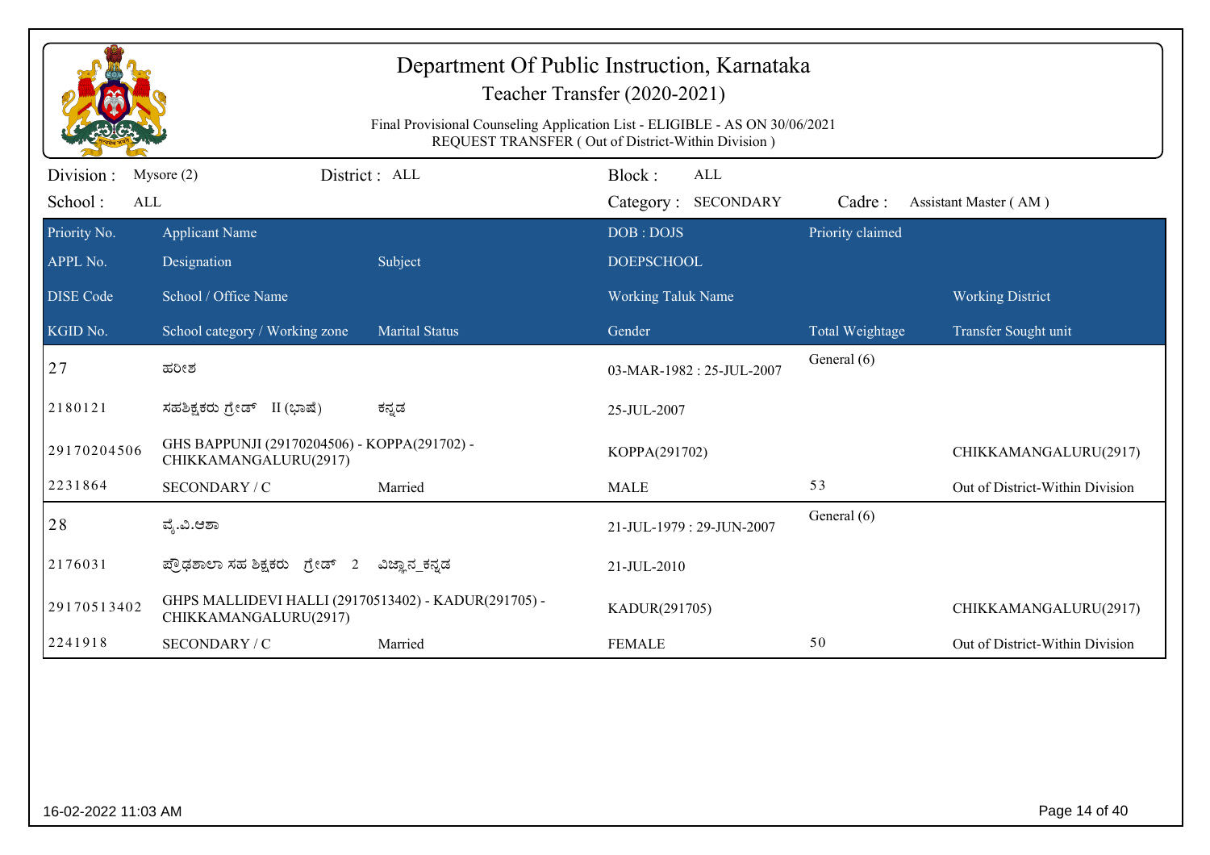# Department Of Public Instruction, Karnataka

## Teacher Transfer (2020-2021)

Final Provisional Counseling Application List - ELIGIBLE - AS ON 30/06/2021
REQUEST TRANSFER ( Out of District-Within Division )

Division : Mysore (2) District : ALL Block : ALL
School : ALL Category : SECONDARY Cadre : Assistant Master ( AM )

| Priority No. / APPL No. / DISE Code / KGID No. | Applicant Name / Designation / School / Office Name / School category / Working zone | Subject / Marital Status | DOB : DOJS / DOEPSCHOOL / Working Taluk Name / Gender | Priority claimed / Total Weightage | Working District / Transfer Sought unit |
|---|---|---|---|---|---|
| 27 | ಹರೀಶ | | 03-MAR-1982 : 25-JUL-2007 | General (6) | |
| 2180121 | ಸಹಶಿಕ್ಷಕರು ಗ್ರೇಡ್ II (ಭಾಷೆ) | ಕನ್ನಡ | 25-JUL-2007 | | |
| 29170204506 | GHS BAPPUNJI (29170204506) - KOPPA(291702) - CHIKKAMANGALURU(2917) | | KOPPA(291702) | | CHIKKAMANGALURU(2917) |
| 2231864 | SECONDARY / C | Married | MALE | 53 | Out of District-Within Division |
| 28 | ವೈ.ವಿ.ಆಶಾ | | 21-JUL-1979 : 29-JUN-2007 | General (6) | |
| 2176031 | ಪ್ರೌಢಶಾಲಾ ಸಹ ಶಿಕ್ಷಕರು ಗ್ರೇಡ್ 2 | ವಿಜ್ಞಾನ_ಕನ್ನಡ | 21-JUL-2010 | | |
| 29170513402 | GHPS MALLIDEVI HALLI (29170513402) - KADUR(291705) - CHIKKAMANGALURU(2917) | | KADUR(291705) | | CHIKKAMANGALURU(2917) |
| 2241918 | SECONDARY / C | Married | FEMALE | 50 | Out of District-Within Division |

16-02-2022 11:03 AM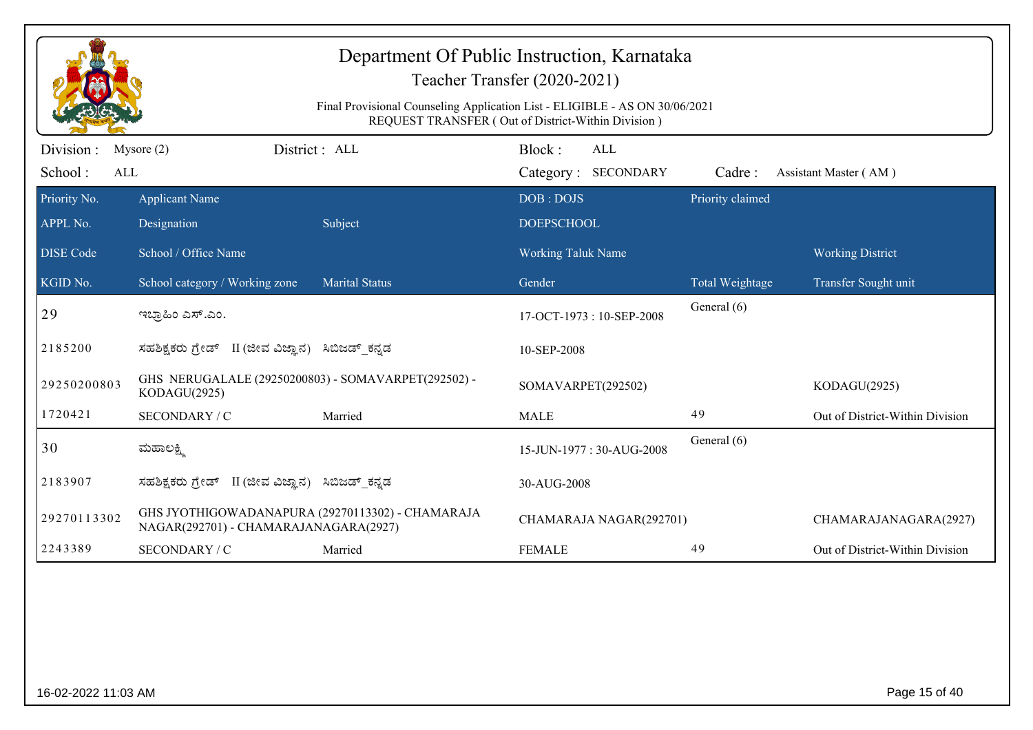# Department Of Public Instruction, Karnataka

## Teacher Transfer (2020-2021)

Final Provisional Counseling Application List - ELIGIBLE - AS ON 30/06/2021
REQUEST TRANSFER ( Out of District-Within Division )

Division : Mysore (2) District : ALL Block : ALL
School : ALL Category : SECONDARY Cadre : Assistant Master ( AM )

| Priority No. / APPL No. / DISE Code / KGID No. | Applicant Name / Designation / School / Office Name / School category / Working zone | Subject / Marital Status | DOB : DOJS / DOEPSCHOOL / Working Taluk Name / Gender | Priority claimed / Total Weightage | Working District / Transfer Sought unit |
|---|---|---|---|---|---|
| 29 | ಇಬ್ರಾಹಿಂ ಎಸ್.ಎಂ. | | 17-OCT-1973 : 10-SEP-2008 | General (6) | |
| 2185200 | ಸಹಶಿಕ್ಷಕರು ಗ್ರೇಡ್ II (ಜೀವ ವಿಜ್ಞಾನ) | ಸಿಬಿಜಡ್_ಕನ್ನಡ | 10-SEP-2008 | | |
| 29250200803 | GHS NERUGALALE (29250200803) - SOMAVARPET(292502) - KODAGU(2925) | | SOMAVARPET(292502) | | KODAGU(2925) |
| 1720421 | SECONDARY / C | Married | MALE | 49 | Out of District-Within Division |
| 30 | ಮಹಾಲಕ್ಷ್ಮಿ | | 15-JUN-1977 : 30-AUG-2008 | General (6) | |
| 2183907 | ಸಹಶಿಕ್ಷಕರು ಗ್ರೇಡ್ II (ಜೀವ ವಿಜ್ಞಾನ) | ಸಿಬಿಜಡ್_ಕನ್ನಡ | 30-AUG-2008 | | |
| 29270113302 | GHS JYOTHIGOWADANAPURA (29270113302) - CHAMARAJA NAGAR(292701) - CHAMARAJANAGARA(2927) | | CHAMARAJA NAGAR(292701) | | CHAMARAJANAGARA(2927) |
| 2243389 | SECONDARY / C | Married | FEMALE | 49 | Out of District-Within Division |

16-02-2022 11:03 AM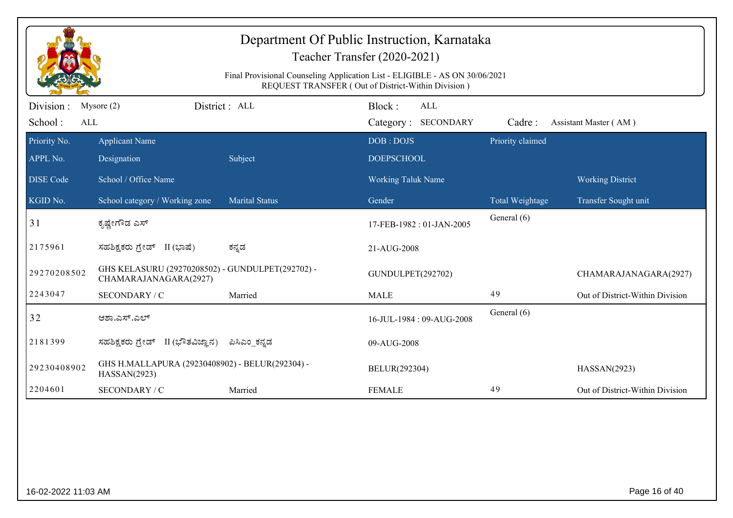# Department Of Public Instruction, Karnataka

Teacher Transfer (2020-2021)

Final Provisional Counseling Application List - ELIGIBLE - AS ON 30/06/2021
REQUEST TRANSFER ( Out of District-Within Division )

Division : Mysore (2) District : ALL Block : ALL
School : ALL Category : SECONDARY Cadre : Assistant Master ( AM )

| Priority No. | Applicant Name | | DOB : DOJS | Priority claimed | |
|---|---|---|---|---|---|
| APPL No. | Designation | Subject | DOEPSCHOOL | | |
| DISE Code | School / Office Name | | Working Taluk Name | | Working District |
| KGID No. | School category / Working zone | Marital Status | Gender | Total Weightage | Transfer Sought unit |
| 31 | ಕೃಷ್ಣೇಗೌಡ ಎಸ್ | | 17-FEB-1982 : 01-JAN-2005 | General (6) | |
| 2175961 | ಸಹಶಿಕ್ಷಕರು ಗ್ರೇಡ್ II (ಭಾಷೆ) | ಕನ್ನಡ | 21-AUG-2008 | | |
| 29270208502 | GHS KELASURU (29270208502) - GUNDULPET(292702) - CHAMARAJANAGARA(2927) | | GUNDULPET(292702) | | CHAMARAJANAGARA(2927) |
| 2243047 | SECONDARY / C | Married | MALE | 49 | Out of District-Within Division |
| 32 | ಆಶಾ.ಎಸ್.ಎಲ್ | | 16-JUL-1984 : 09-AUG-2008 | General (6) | |
| 2181399 | ಸಹಶಿಕ್ಷಕರು ಗ್ರೇಡ್ II (ಭೌತವಿಜ್ಞಾನ) | ಪಿಸಿಎಂ_ಕನ್ನಡ | 09-AUG-2008 | | |
| 29230408902 | GHS H.MALLAPURA (29230408902) - BELUR(292304) - HASSAN(2923) | | BELUR(292304) | | HASSAN(2923) |
| 2204601 | SECONDARY / C | Married | FEMALE | 49 | Out of District-Within Division |

16-02-2022 11:03 AM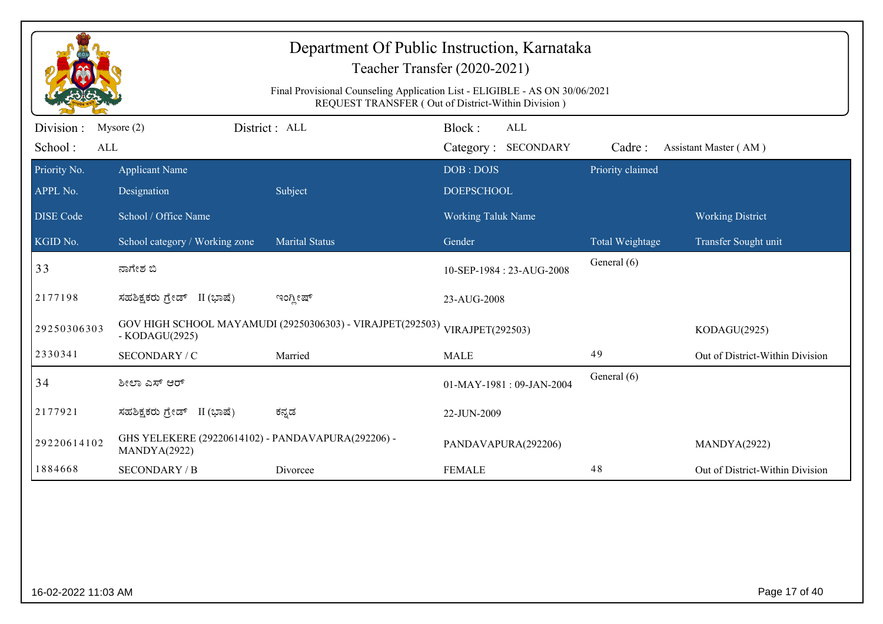# Department Of Public Instruction, Karnataka

## Teacher Transfer (2020-2021)

Final Provisional Counseling Application List - ELIGIBLE - AS ON 30/06/2021
REQUEST TRANSFER ( Out of District-Within Division )

Division : Mysore (2) District : ALL Block : ALL
School : ALL Category : SECONDARY Cadre : Assistant Master ( AM )

| Priority No. / APPL No. / DISE Code / KGID No. | Applicant Name / Designation / School / Office Name / School category / Working zone | Subject / Marital Status | DOB : DOJS / DOEPSCHOOL / Working Taluk Name / Gender | Priority claimed / Total Weightage | Working District / Transfer Sought unit |
|---|---|---|---|---|---|
| 33 | ನಾಗೇಶ ಬಿ | | 10-SEP-1984 : 23-AUG-2008 | General (6) | |
| 2177198 | ಸಹಶಿಕ್ಷಕರು ಗ್ರೇಡ್ II (ಭಾಷೆ) | ಇಂಗ್ಲೀಷ್ | 23-AUG-2008 | | |
| 29250306303 | GOV HIGH SCHOOL MAYAMUDI (29250306303) - VIRAJPET(292503) - KODAGU(2925) | | VIRAJPET(292503) | | KODAGU(2925) |
| 2330341 | SECONDARY / C | Married | MALE | 49 | Out of District-Within Division |
| 34 | ಶೀಲಾ ಎಸ್ ಆರ್ | | 01-MAY-1981 : 09-JAN-2004 | General (6) | |
| 2177921 | ಸಹಶಿಕ್ಷಕರು ಗ್ರೇಡ್ II (ಭಾಷೆ) | ಕನ್ನಡ | 22-JUN-2009 | | |
| 29220614102 | GHS YELEKERE (29220614102) - PANDAVAPURA(292206) - MANDYA(2922) | | PANDAVAPURA(292206) | | MANDYA(2922) |
| 1884668 | SECONDARY / B | Divorcee | FEMALE | 48 | Out of District-Within Division |

16-02-2022 11:03 AM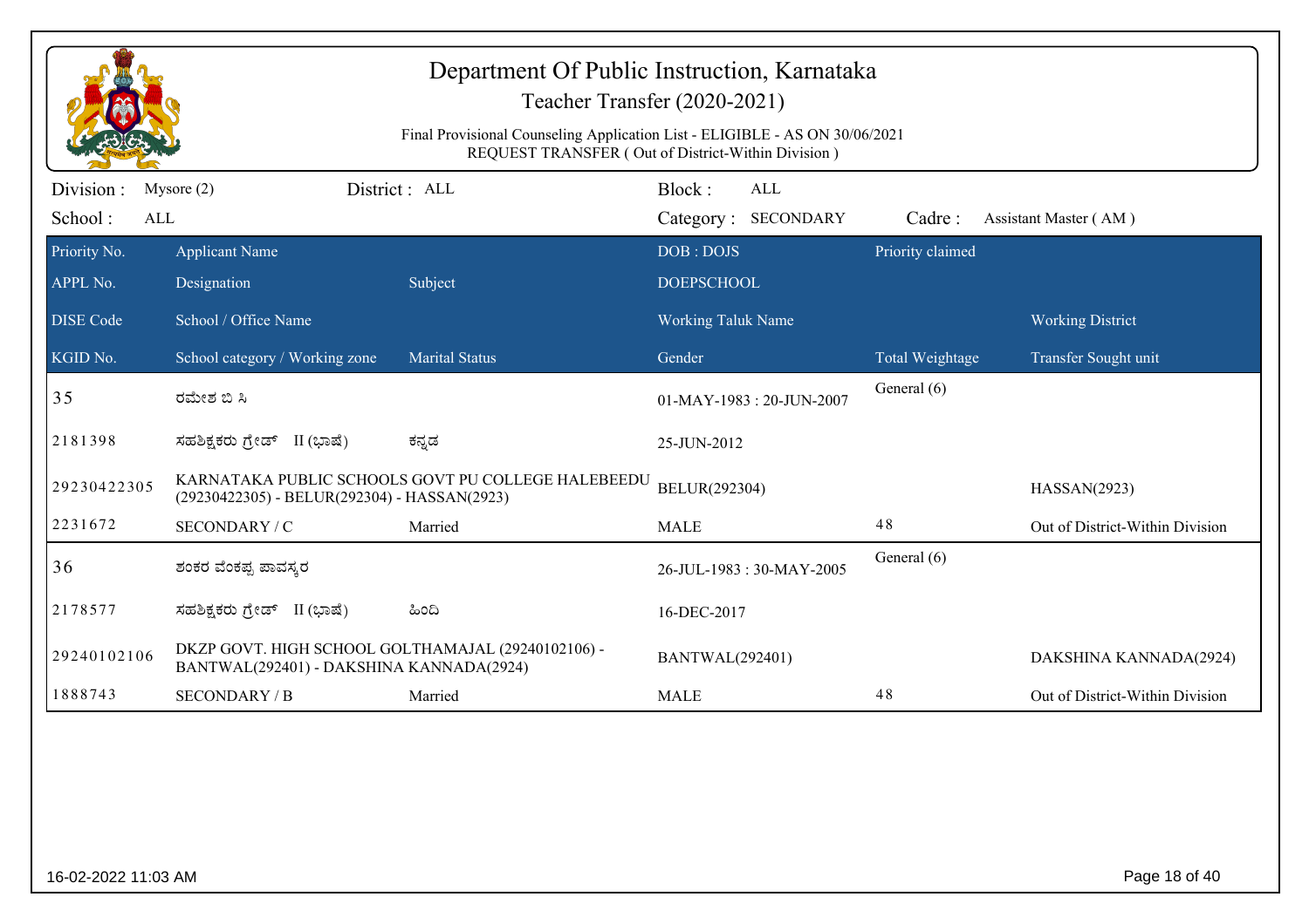# Department Of Public Instruction, Karnataka

## Teacher Transfer (2020-2021)

Final Provisional Counseling Application List - ELIGIBLE - AS ON 30/06/2021
REQUEST TRANSFER ( Out of District-Within Division )

Division : Mysore (2) District : ALL Block : ALL
School : ALL Category : SECONDARY Cadre : Assistant Master ( AM )

| Priority No. / APPL No. / DISE Code / KGID No. | Applicant Name / Designation / School / Office Name / School category / Working zone | Subject / Marital Status | DOB : DOJS / DOEPSCHOOL / Working Taluk Name / Gender | Priority claimed / Total Weightage | Working District / Transfer Sought unit |
|---|---|---|---|---|---|
| 35 | ರಮೇಶ ಬಿ ಸಿ | | 01-MAY-1983 : 20-JUN-2007 | General (6) | |
| 2181398 | ಸಹಶಿಕ್ಷಕರು ಗ್ರೇಡ್ II (ಭಾಷೆ) | ಕನ್ನಡ | 25-JUN-2012 | | |
| 29230422305 | KARNATAKA PUBLIC SCHOOLS GOVT PU COLLEGE HALEBEEDU (29230422305) - BELUR(292304) - HASSAN(2923) | | BELUR(292304) | | HASSAN(2923) |
| 2231672 | SECONDARY / C | Married | MALE | 48 | Out of District-Within Division |
| 36 | ಶಂಕರ ವೆಂಕಪ್ಪ ಪಾವಸ್ಕರ | | 26-JUL-1983 : 30-MAY-2005 | General (6) | |
| 2178577 | ಸಹಶಿಕ್ಷಕರು ಗ್ರೇಡ್ II (ಭಾಷೆ) | ಹಿಂದಿ | 16-DEC-2017 | | |
| 29240102106 | DKZP GOVT. HIGH SCHOOL GOLTHAMAJAL (29240102106) - BANTWAL(292401) - DAKSHINA KANNADA(2924) | | BANTWAL(292401) | | DAKSHINA KANNADA(2924) |
| 1888743 | SECONDARY / B | Married | MALE | 48 | Out of District-Within Division |

16-02-2022 11:03 AM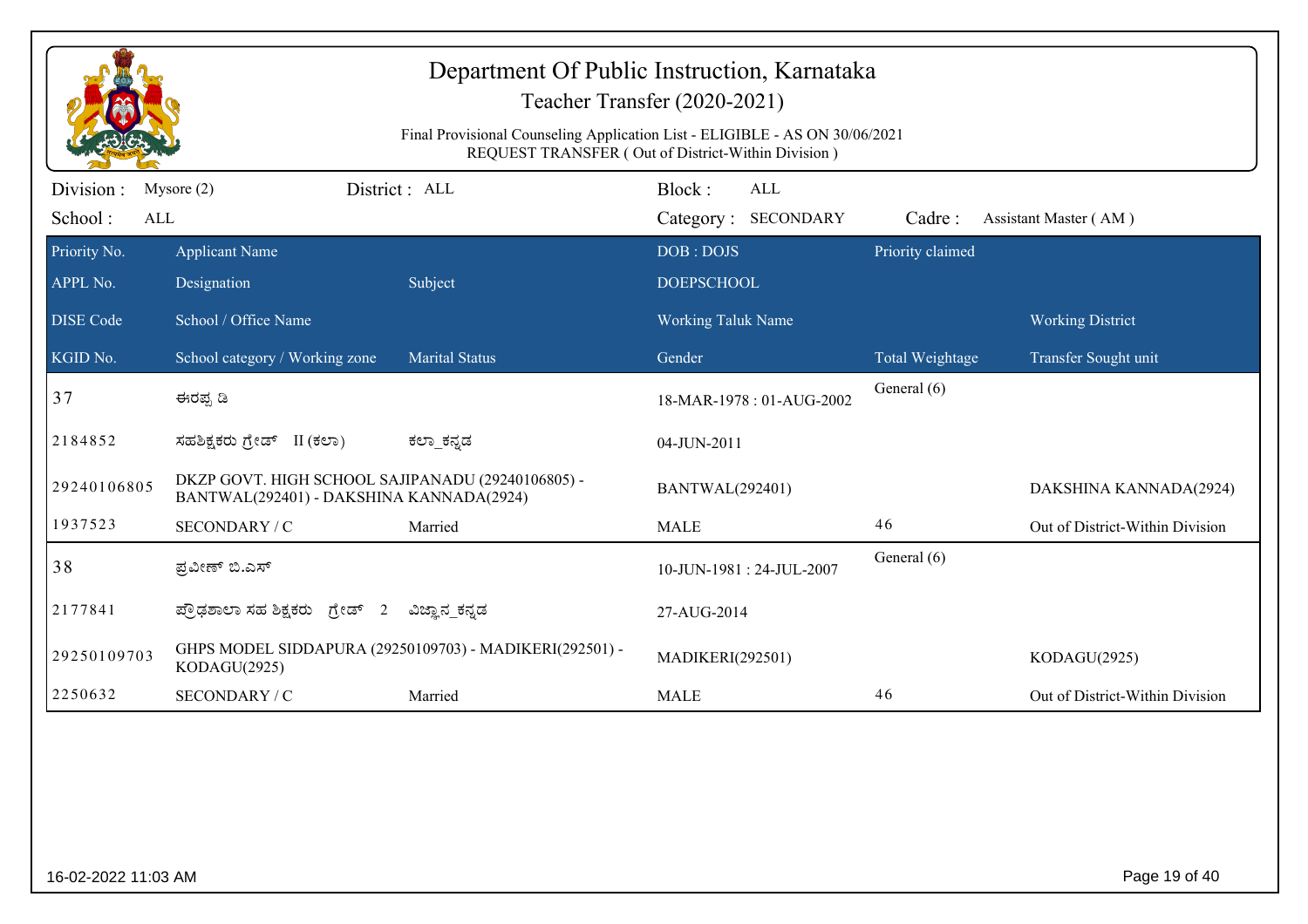# Department Of Public Instruction, Karnataka

## Teacher Transfer (2020-2021)

Final Provisional Counseling Application List - ELIGIBLE - AS ON 30/06/2021
REQUEST TRANSFER ( Out of District-Within Division )

Division : Mysore (2) District : ALL Block : ALL
School : ALL Category : SECONDARY Cadre : Assistant Master ( AM )

| Priority No. / APPL No. / DISE Code / KGID No. | Applicant Name / Designation / School / Office Name / School category / Working zone | Subject / Marital Status | DOB : DOJS / DOEPSCHOOL / Working Taluk Name / Gender | Priority claimed / Total Weightage | Working District / Transfer Sought unit |
|---|---|---|---|---|---|
| 37 | ಈರಪ್ಪ ಡಿ | | 18-MAR-1978 : 01-AUG-2002 | General (6) | |
| 2184852 | ಸಹಶಿಕ್ಷಕರು ಗ್ರೇಡ್ II (ಕಲಾ) | ಕಲಾ_ಕನ್ನಡ | 04-JUN-2011 | | |
| 29240106805 | DKZP GOVT. HIGH SCHOOL SAJIPANADU (29240106805) - BANTWAL(292401) - DAKSHINA KANNADA(2924) | | BANTWAL(292401) | | DAKSHINA KANNADA(2924) |
| 1937523 | SECONDARY / C | Married | MALE | 46 | Out of District-Within Division |
| 38 | ಪ್ರವೀಣ್ ಬಿ.ಎಸ್ | | 10-JUN-1981 : 24-JUL-2007 | General (6) | |
| 2177841 | ಪ್ರೌಢಶಾಲಾ ಸಹ ಶಿಕ್ಷಕರು ಗ್ರೇಡ್ 2 | ವಿಜ್ಞಾನ_ಕನ್ನಡ | 27-AUG-2014 | | |
| 29250109703 | GHPS MODEL SIDDAPURA (29250109703) - MADIKERI(292501) - KODAGU(2925) | | MADIKERI(292501) | | KODAGU(2925) |
| 2250632 | SECONDARY / C | Married | MALE | 46 | Out of District-Within Division |

16-02-2022 11:03 AM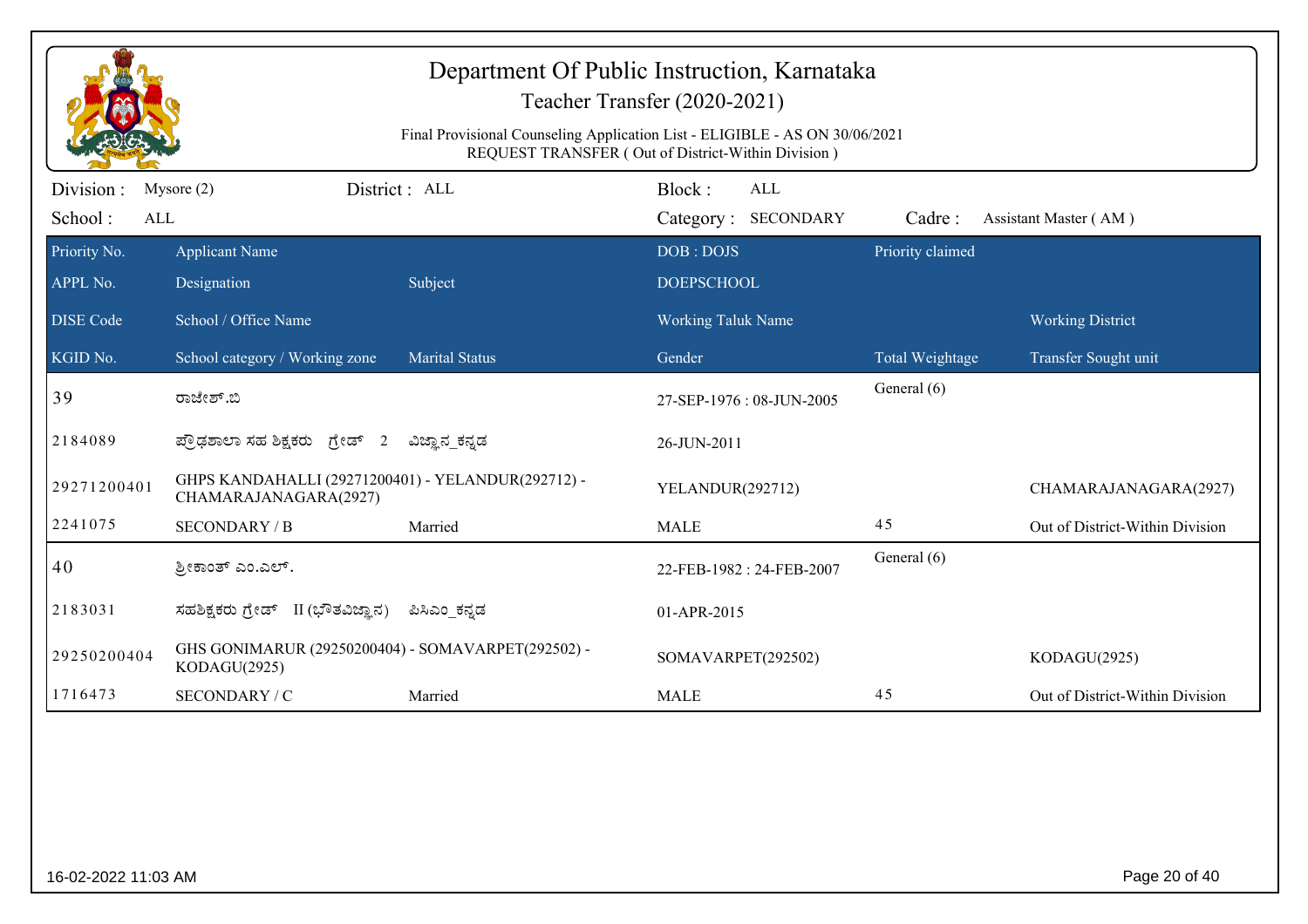# Department Of Public Instruction, Karnataka

## Teacher Transfer (2020-2021)

Final Provisional Counseling Application List - ELIGIBLE - AS ON 30/06/2021
REQUEST TRANSFER ( Out of District-Within Division )

Division : Mysore (2) District : ALL Block : ALL
School : ALL Category : SECONDARY Cadre : Assistant Master ( AM )

| Priority No. / APPL No. / DISE Code / KGID No. | Applicant Name / Designation / School / Office Name / School category / Working zone | Subject / Marital Status | DOB : DOJS / DOEPSCHOOL / Working Taluk Name / Gender | Priority claimed / Total Weightage | Working District / Transfer Sought unit |
|---|---|---|---|---|---|
| 39 | ರಾಜೇಶ್.ಬಿ | | 27-SEP-1976 : 08-JUN-2005 | General (6) | |
| 2184089 | ಪ್ರೌಢಶಾಲಾ ಸಹ ಶಿಕ್ಷಕರು ಗ್ರೇಡ್ 2 | ವಿಜ್ಞಾನ_ಕನ್ನಡ | 26-JUN-2011 | | |
| 29271200401 | GHPS KANDAHALLI (29271200401) - YELANDUR(292712) - CHAMARAJANAGARA(2927) | | YELANDUR(292712) | | CHAMARAJANAGARA(2927) |
| 2241075 | SECONDARY / B | Married | MALE | 45 | Out of District-Within Division |
| 40 | ಶ್ರೀಕಾಂತ್ ಎಂ.ಎಲ್. | | 22-FEB-1982 : 24-FEB-2007 | General (6) | |
| 2183031 | ಸಹಶಿಕ್ಷಕರು ಗ್ರೇಡ್ II (ಭೌತವಿಜ್ಞಾನ) | ಪಿಸಿಎಂ_ಕನ್ನಡ | 01-APR-2015 | | |
| 29250200404 | GHS GONIMARUR (29250200404) - SOMAVARPET(292502) - KODAGU(2925) | | SOMAVARPET(292502) | | KODAGU(2925) |
| 1716473 | SECONDARY / C | Married | MALE | 45 | Out of District-Within Division |

16-02-2022 11:03 AM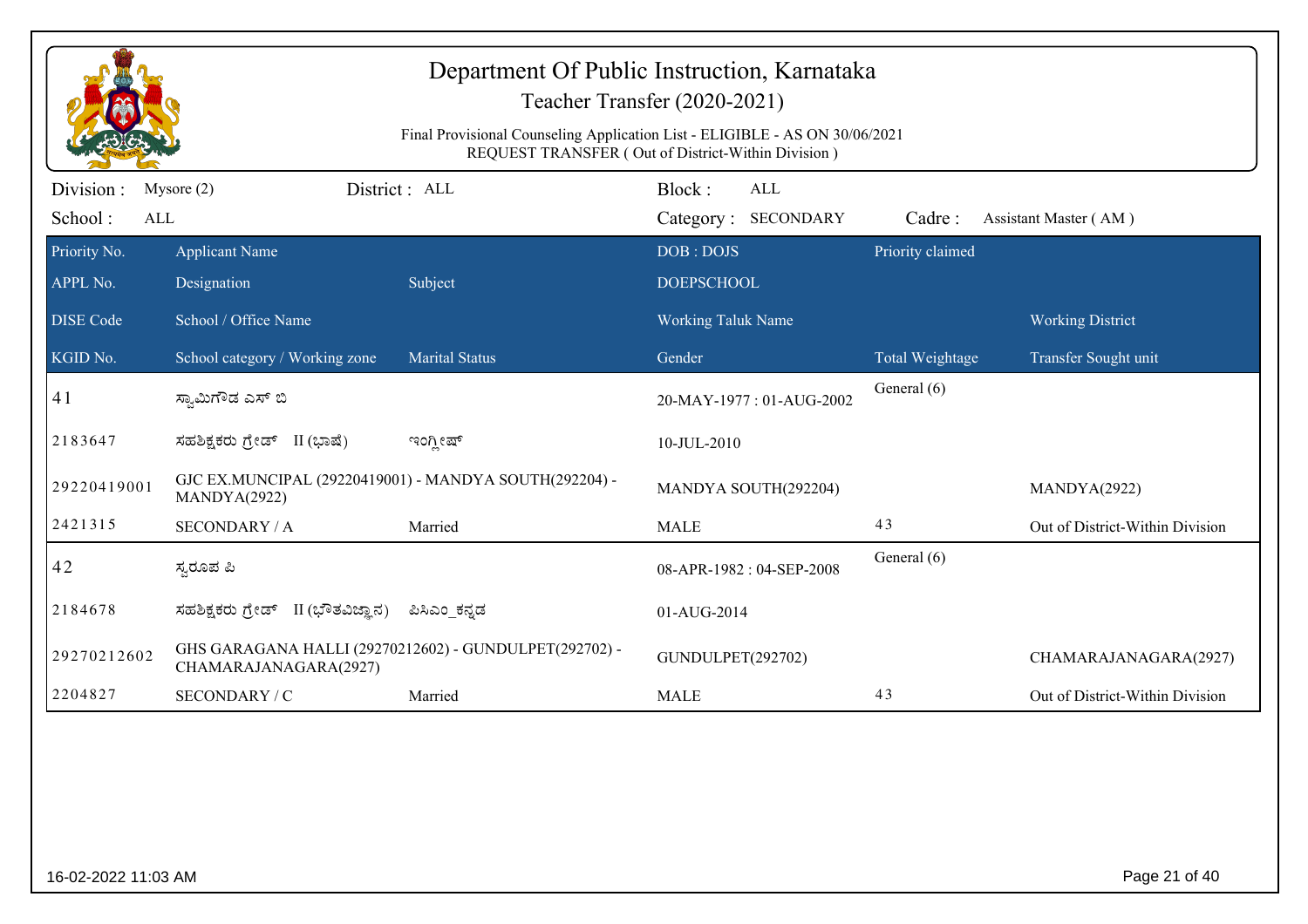# Department Of Public Instruction, Karnataka

## Teacher Transfer (2020-2021)

Final Provisional Counseling Application List - ELIGIBLE - AS ON 30/06/2021
REQUEST TRANSFER ( Out of District-Within Division )

Division : Mysore (2) District : ALL Block : ALL
School : ALL Category : SECONDARY Cadre : Assistant Master ( AM )

| Priority No. / APPL No. / DISE Code / KGID No. | Applicant Name / Designation / School / Office Name / School category / Working zone | Subject / Marital Status | DOB : DOJS / DOEPSCHOOL / Working Taluk Name / Gender | Priority claimed / Total Weightage | Working District / Transfer Sought unit |
|---|---|---|---|---|---|
| 41 | ಸ್ವಾಮಿಗೌಡ ಎಸ್ ಬಿ | | 20-MAY-1977 : 01-AUG-2002 | General (6) | |
| 2183647 | ಸಹಶಿಕ್ಷಕರು ಗ್ರೇಡ್ II (ಭಾಷೆ) | ಇಂಗ್ಲೀಷ್ | 10-JUL-2010 | | |
| 29220419001 | GJC EX.MUNCIPAL (29220419001) - MANDYA SOUTH(292204) - MANDYA(2922) | | MANDYA SOUTH(292204) | | MANDYA(2922) |
| 2421315 | SECONDARY / A | Married | MALE | 43 | Out of District-Within Division |
| 42 | ಸ್ವರೂಪ ಪಿ | | 08-APR-1982 : 04-SEP-2008 | General (6) | |
| 2184678 | ಸಹಶಿಕ್ಷಕರು ಗ್ರೇಡ್ II (ಭೌತವಿಜ್ಞಾನ) | ಪಿಸಿಎಂ_ಕನ್ನಡ | 01-AUG-2014 | | |
| 29270212602 | GHS GARAGANA HALLI (29270212602) - GUNDULPET(292702) - CHAMARAJANAGARA(2927) | | GUNDULPET(292702) | | CHAMARAJANAGARA(2927) |
| 2204827 | SECONDARY / C | Married | MALE | 43 | Out of District-Within Division |

16-02-2022 11:03 AM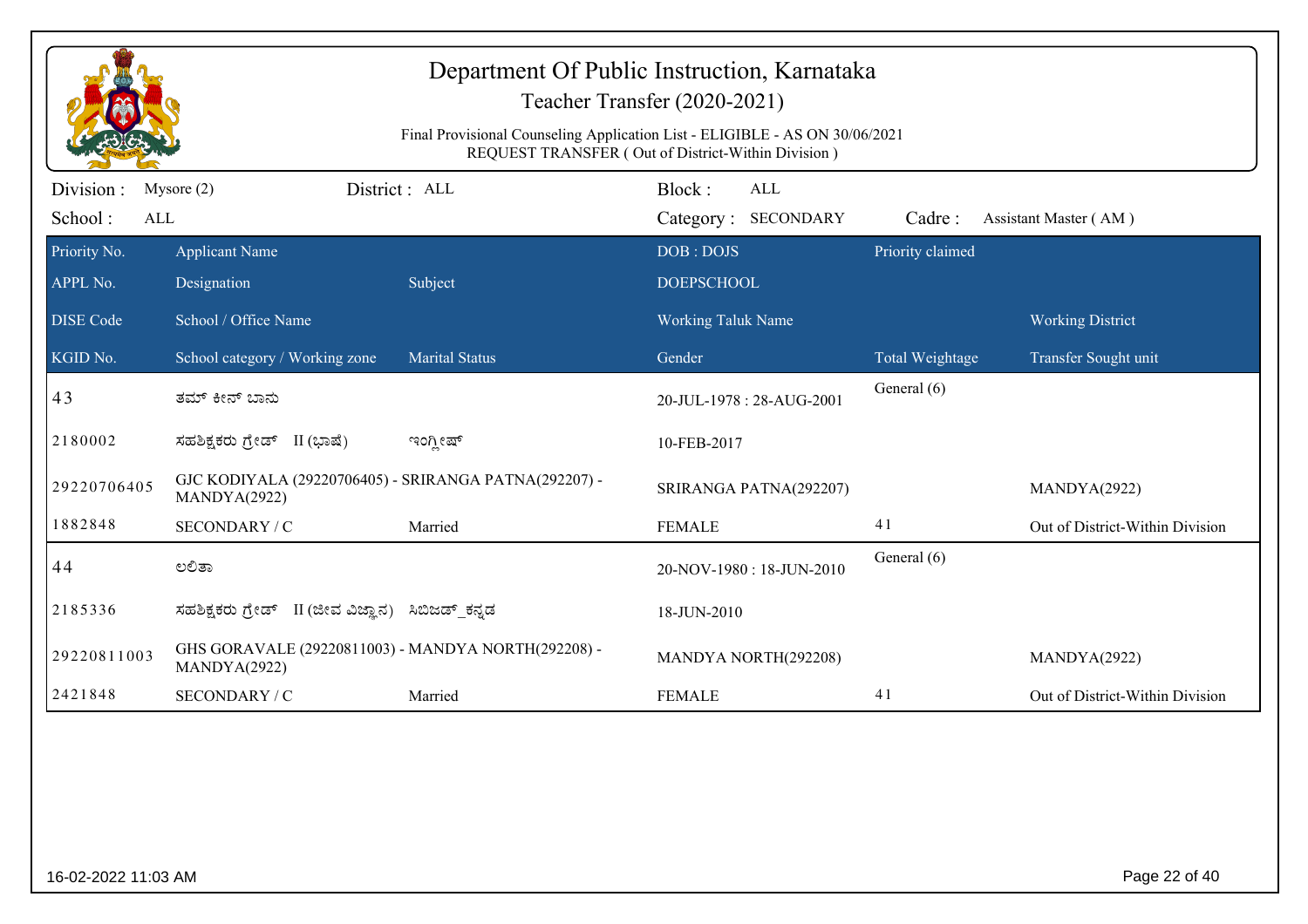# Department Of Public Instruction, Karnataka

## Teacher Transfer (2020-2021)

Final Provisional Counseling Application List - ELIGIBLE - AS ON 30/06/2021
REQUEST TRANSFER ( Out of District-Within Division )

Division : Mysore (2) District : ALL Block : ALL
School : ALL Category : SECONDARY Cadre : Assistant Master ( AM )

| Priority No. / APPL No. / DISE Code / KGID No. | Applicant Name / Designation / School / Office Name / School category / Working zone | Subject / Marital Status | DOB : DOJS / DOEPSCHOOL / Working Taluk Name / Gender | Priority claimed / Total Weightage | Working District / Transfer Sought unit |
|---|---|---|---|---|---|
| 43 | ತಮ್ ಕೀನ್ ಬಾನು | | 20-JUL-1978 : 28-AUG-2001 | General (6) | |
| 2180002 | ಸಹಶಿಕ್ಷಕರು ಗ್ರೇಡ್ II (ಭಾಷೆ) | ಇಂಗ್ಲೀಷ್ | 10-FEB-2017 | | |
| 29220706405 | GJC KODIYALA (29220706405) - SRIRANGA PATNA(292207) - MANDYA(2922) | | SRIRANGA PATNA(292207) | | MANDYA(2922) |
| 1882848 | SECONDARY / C | Married | FEMALE | 41 | Out of District-Within Division |
| 44 | ಲಲಿತಾ | | 20-NOV-1980 : 18-JUN-2010 | General (6) | |
| 2185336 | ಸಹಶಿಕ್ಷಕರು ಗ್ರೇಡ್ II (ಜೀವ ವಿಜ್ಞಾನ) | ಸಿಬಿಜಡ್_ಕನ್ನಡ | 18-JUN-2010 | | |
| 29220811003 | GHS GORAVALE (29220811003) - MANDYA NORTH(292208) - MANDYA(2922) | | MANDYA NORTH(292208) | | MANDYA(2922) |
| 2421848 | SECONDARY / C | Married | FEMALE | 41 | Out of District-Within Division |

16-02-2022 11:03 AM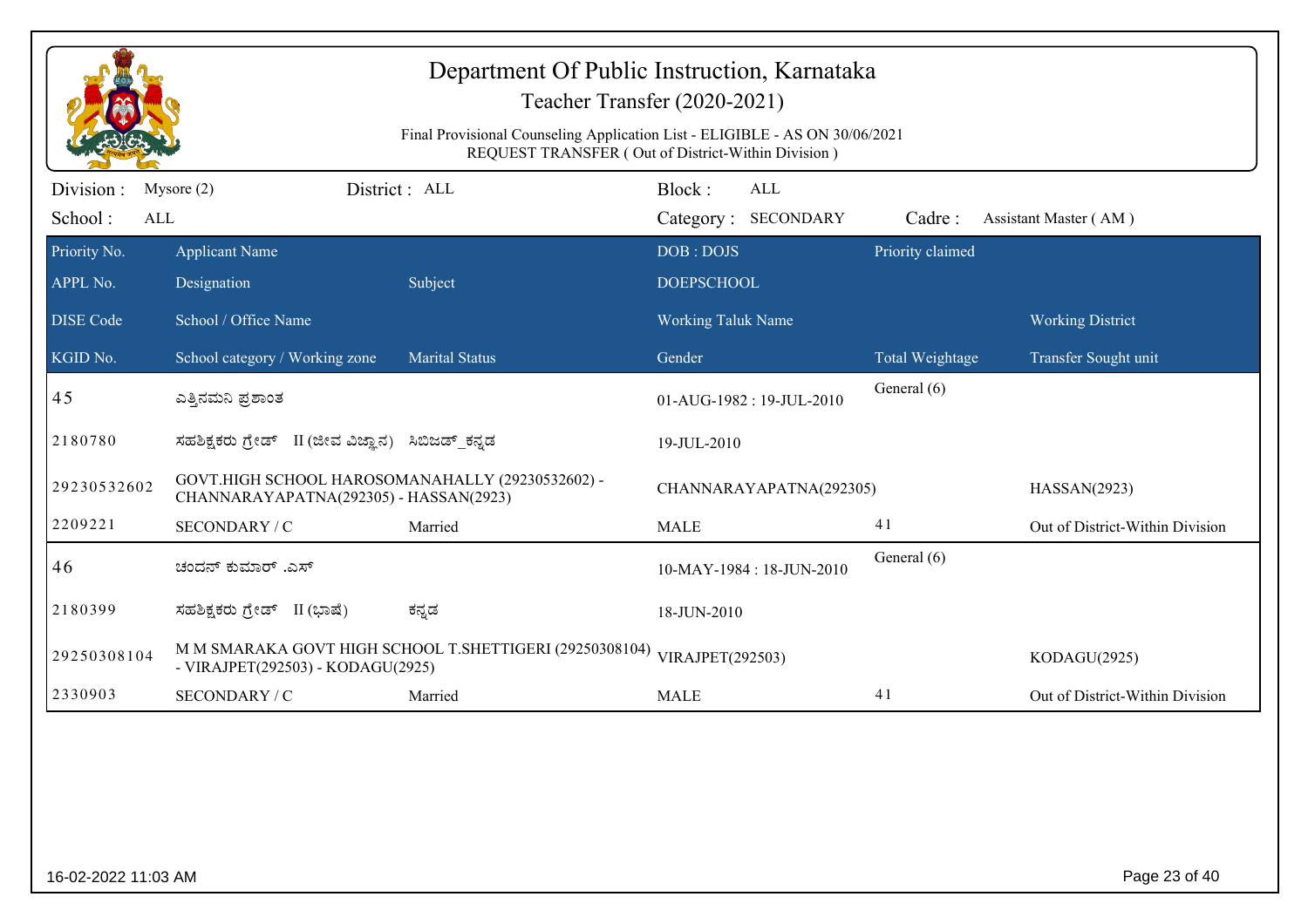# Department Of Public Instruction, Karnataka

## Teacher Transfer (2020-2021)

Final Provisional Counseling Application List - ELIGIBLE - AS ON 30/06/2021

REQUEST TRANSFER ( Out of District-Within Division )

Division : Mysore (2) | District : ALL | Block : ALL

School : ALL | Category : SECONDARY | Cadre : Assistant Master ( AM )

| Priority No. / APPL No. / DISE Code / KGID No. | Applicant Name / Designation / School / Office Name / School category / Working zone | Subject / Marital Status | DOB : DOJS / DOEPSCHOOL / Working Taluk Name / Gender | Priority claimed / Total Weightage | Working District / Transfer Sought unit |
|---|---|---|---|---|---|
| 45 | ಎತ್ತಿನಮನಿ ಪ್ರಶಾಂತ | | 01-AUG-1982 : 19-JUL-2010 | General (6) | |
| 2180780 | ಸಹಶಿಕ್ಷಕರು ಗ್ರೇಡ್ II (ಜೀವ ವಿಜ್ಞಾನ) | ಸಿಬಿಜಡ್_ಕನ್ನಡ | 19-JUL-2010 | | |
| 29230532602 | GOVT.HIGH SCHOOL HAROSOMANAHALLY (29230532602) - CHANNARAYAPATNA(292305) - HASSAN(2923) | | CHANNARAYAPATNA(292305) | | HASSAN(2923) |
| 2209221 | SECONDARY / C | Married | MALE | 41 | Out of District-Within Division |
| 46 | ಚಂದನ್ ಕುಮಾರ್ .ಎಸ್ | | 10-MAY-1984 : 18-JUN-2010 | General (6) | |
| 2180399 | ಸಹಶಿಕ್ಷಕರು ಗ್ರೇಡ್ II (ಭಾಷೆ) | ಕನ್ನಡ | 18-JUN-2010 | | |
| 29250308104 | M M SMARAKA GOVT HIGH SCHOOL T.SHETTIGERI (29250308104) - VIRAJPET(292503) - KODAGU(2925) | | VIRAJPET(292503) | | KODAGU(2925) |
| 2330903 | SECONDARY / C | Married | MALE | 41 | Out of District-Within Division |

16-02-2022 11:03 AM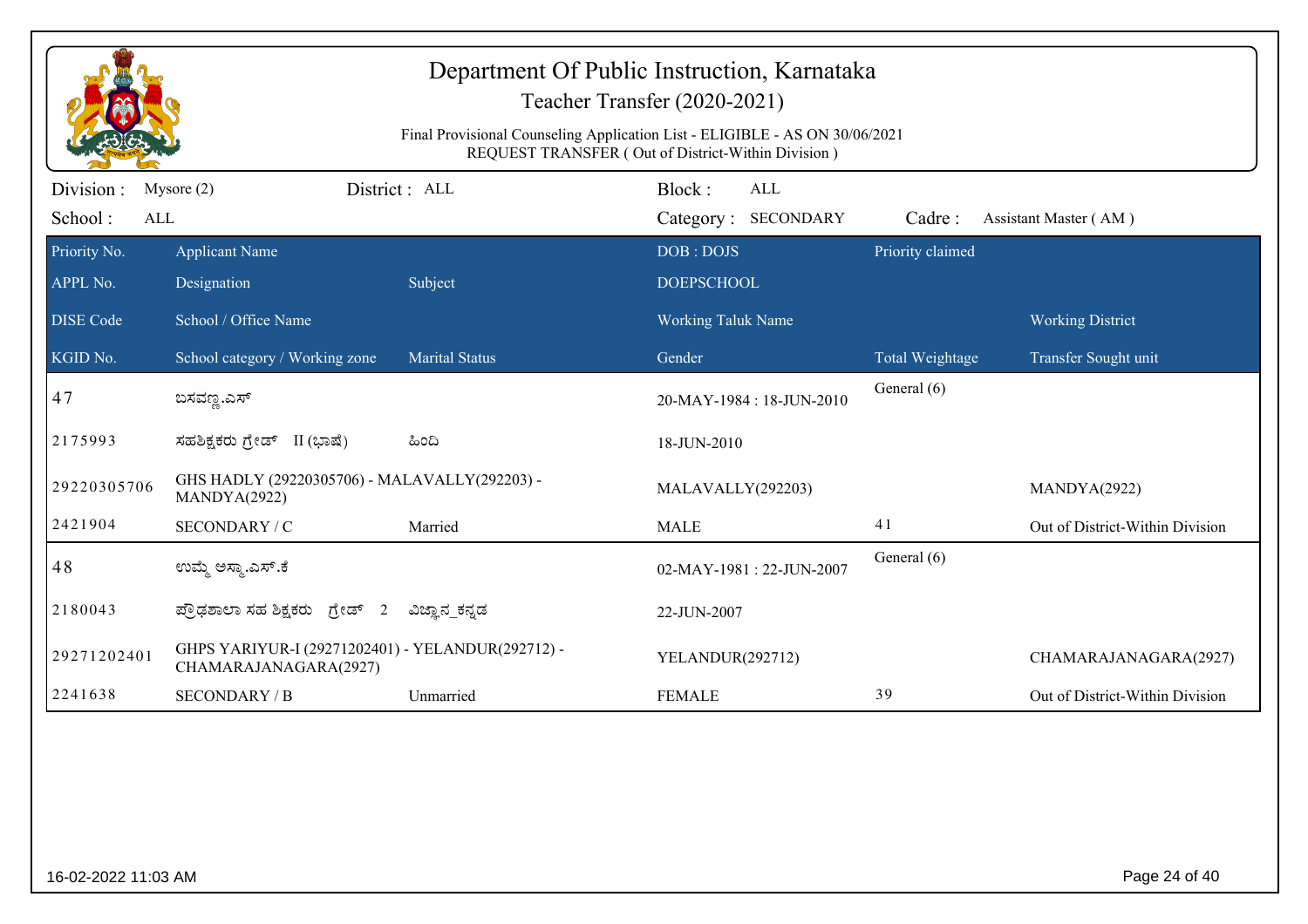# Department Of Public Instruction, Karnataka

## Teacher Transfer (2020-2021)

Final Provisional Counseling Application List - ELIGIBLE - AS ON 30/06/2021
REQUEST TRANSFER ( Out of District-Within Division )

Division : Mysore (2) District : ALL Block : ALL
School : ALL Category : SECONDARY Cadre : Assistant Master ( AM )

| Priority No. / APPL No. / DISE Code / KGID No. | Applicant Name / Designation / School / Office Name / School category / Working zone | Subject / Marital Status | DOB : DOJS / DOEPSCHOOL / Working Taluk Name / Gender | Priority claimed / Total Weightage | Working District / Transfer Sought unit |
|---|---|---|---|---|---|
| 47 | ಬಸವಣ್ಣ.ಎಸ್ | | 20-MAY-1984 : 18-JUN-2010 | General (6) | |
| 2175993 | ಸಹಶಿಕ್ಷಕರು ಗ್ರೇಡ್ II (ಭಾಷೆ) | ಹಿಂದಿ | 18-JUN-2010 | | |
| 29220305706 | GHS HADLY (29220305706) - MALAVALLY(292203) - MANDYA(2922) | | MALAVALLY(292203) | | MANDYA(2922) |
| 2421904 | SECONDARY / C | Married | MALE | 41 | Out of District-Within Division |
| 48 | ಉಮ್ಮೆ ಅಸ್ಮಾ.ಎಸ್.ಕೆ | | 02-MAY-1981 : 22-JUN-2007 | General (6) | |
| 2180043 | ಪ್ರೌಢಶಾಲಾ ಸಹ ಶಿಕ್ಷಕರು ಗ್ರೇಡ್ 2 | ವಿಜ್ಞಾನ_ಕನ್ನಡ | 22-JUN-2007 | | |
| 29271202401 | GHPS YARIYUR-I (29271202401) - YELANDUR(292712) - CHAMARAJANAGARA(2927) | | YELANDUR(292712) | | CHAMARAJANAGARA(2927) |
| 2241638 | SECONDARY / B | Unmarried | FEMALE | 39 | Out of District-Within Division |

16-02-2022 11:03 AM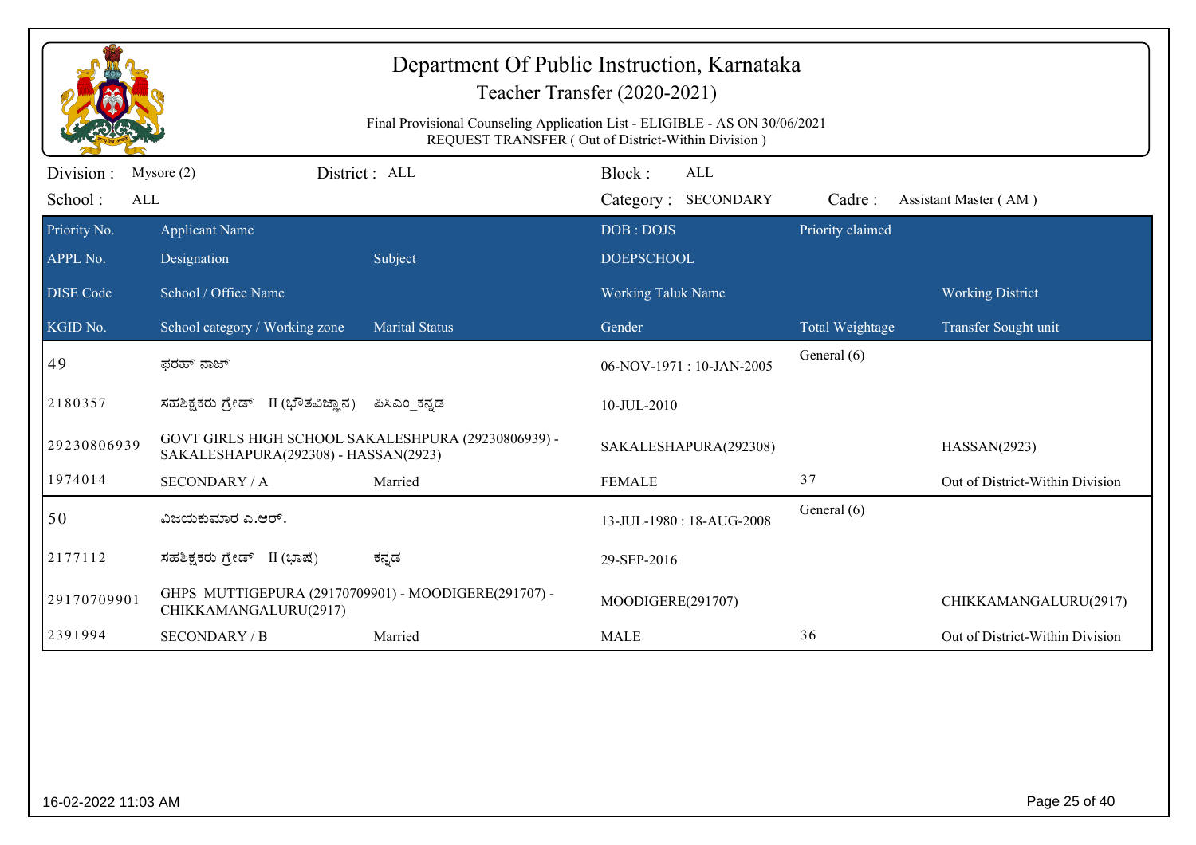# Department Of Public Instruction, Karnataka

## Teacher Transfer (2020-2021)

Final Provisional Counseling Application List - ELIGIBLE - AS ON 30/06/2021
REQUEST TRANSFER ( Out of District-Within Division )

Division : Mysore (2) District : ALL Block : ALL
School : ALL Category : SECONDARY Cadre : Assistant Master ( AM )

| Priority No. / APPL No. / DISE Code / KGID No. | Applicant Name / Designation / School / Office Name / School category / Working zone | Subject / Marital Status | DOB : DOJS / DOEPSCHOOL / Working Taluk Name / Gender | Priority claimed / Total Weightage | Working District / Transfer Sought unit |
|---|---|---|---|---|---|
| 49 | ಫರಹ್ ನಾಜ್ | | 06-NOV-1971 : 10-JAN-2005 | General (6) | |
| 2180357 | ಸಹಶಿಕ್ಷಕರು ಗ್ರೇಡ್ II (ಭೌತವಿಜ್ಞಾನ) | ಪಿಸಿಎಂ_ಕನ್ನಡ | 10-JUL-2010 | | |
| 29230806939 | GOVT GIRLS HIGH SCHOOL SAKALESHPURA (29230806939) - SAKALESHAPURA(292308) - HASSAN(2923) | | SAKALESHAPURA(292308) | | HASSAN(2923) |
| 1974014 | SECONDARY / A | Married | FEMALE | 37 | Out of District-Within Division |
| 50 | ವಿಜಯಕುಮಾರ ಎ.ಆರ್. | | 13-JUL-1980 : 18-AUG-2008 | General (6) | |
| 2177112 | ಸಹಶಿಕ್ಷಕರು ಗ್ರೇಡ್ II (ಭಾಷೆ) | ಕನ್ನಡ | 29-SEP-2016 | | |
| 29170709901 | GHPS MUTTIGEPURA (29170709901) - MOODIGERE(291707) - CHIKKAMANGALURU(2917) | | MOODIGERE(291707) | | CHIKKAMANGALURU(2917) |
| 2391994 | SECONDARY / B | Married | MALE | 36 | Out of District-Within Division |

16-02-2022 11:03 AM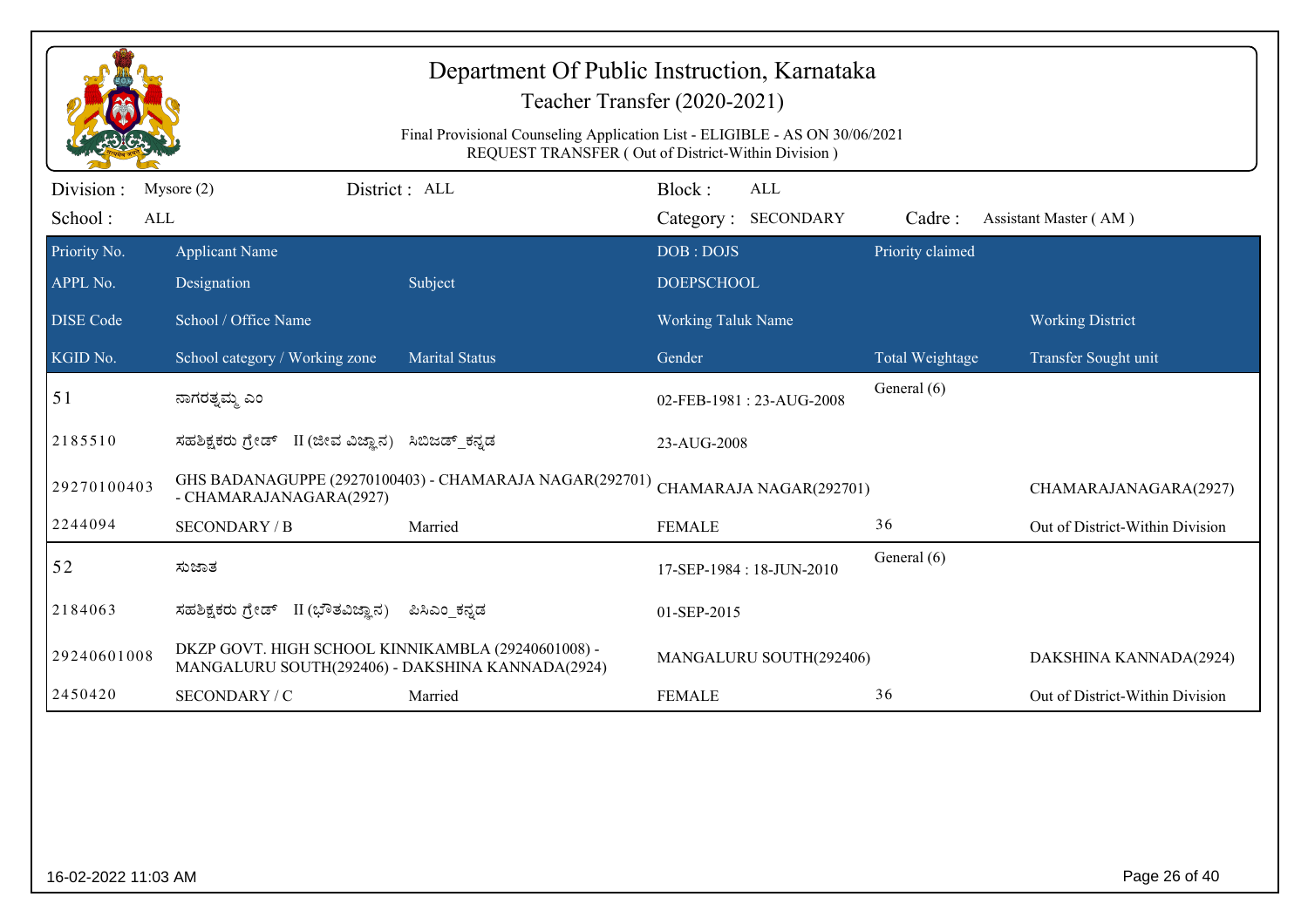# Department Of Public Instruction, Karnataka

## Teacher Transfer (2020-2021)

Final Provisional Counseling Application List - ELIGIBLE - AS ON 30/06/2021
REQUEST TRANSFER ( Out of District-Within Division )

Division : Mysore (2) District : ALL Block : ALL
School : ALL Category : SECONDARY Cadre : Assistant Master ( AM )

| Priority No. / APPL No. / DISE Code / KGID No. | Applicant Name / Designation / School / Office Name / School category / Working zone | Subject / Marital Status | DOB : DOJS / DOEPSCHOOL / Working Taluk Name / Gender | Priority claimed / Total Weightage | Working District / Transfer Sought unit |
|---|---|---|---|---|---|
| 51 | ನಾಗರತ್ನಮ್ಮ ಎಂ | | 02-FEB-1981 : 23-AUG-2008 | General (6) | |
| 2185510 | ಸಹಶಿಕ್ಷಕರು ಗ್ರೇಡ್ II (ಜೀವ ವಿಜ್ಞಾನ) | ಸಿಬಿಜಡ್_ಕನ್ನಡ | 23-AUG-2008 | | |
| 29270100403 | GHS BADANAGUPPE (29270100403) - CHAMARAJA NAGAR(292701) - CHAMARAJANAGARA(2927) | | CHAMARAJA NAGAR(292701) | | CHAMARAJANAGARA(2927) |
| 2244094 | SECONDARY / B | Married | FEMALE | 36 | Out of District-Within Division |
| 52 | ಸುಜಾತ | | 17-SEP-1984 : 18-JUN-2010 | General (6) | |
| 2184063 | ಸಹಶಿಕ್ಷಕರು ಗ್ರೇಡ್ II (ಭೌತವಿಜ್ಞಾನ) | ಪಿಸಿಎಂ_ಕನ್ನಡ | 01-SEP-2015 | | |
| 29240601008 | DKZP GOVT. HIGH SCHOOL KINNIKAMBLA (29240601008) - MANGALURU SOUTH(292406) - DAKSHINA KANNADA(2924) | | MANGALURU SOUTH(292406) | | DAKSHINA KANNADA(2924) |
| 2450420 | SECONDARY / C | Married | FEMALE | 36 | Out of District-Within Division |

16-02-2022 11:03 AM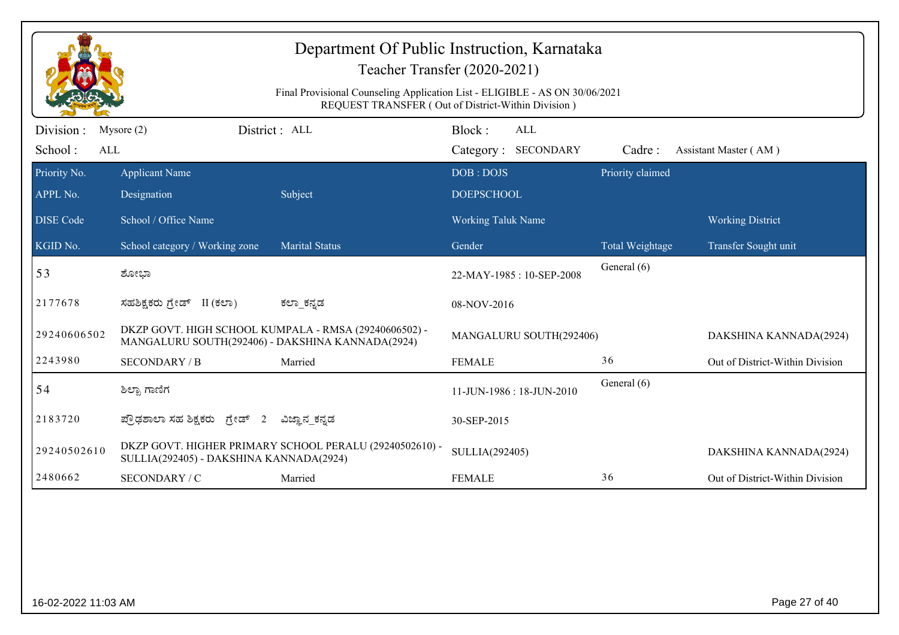# Department Of Public Instruction, Karnataka

## Teacher Transfer (2020-2021)

Final Provisional Counseling Application List - ELIGIBLE - AS ON 30/06/2021
REQUEST TRANSFER ( Out of District-Within Division )

| Division : | Mysore (2) | District : ALL | Block : ALL | | |
|---|---|---|---|---|---|
| School : | ALL | | Category : SECONDARY | Cadre : | Assistant Master ( AM ) |

| Priority No. | Applicant Name | | DOB : DOJS | Priority claimed | |
|---|---|---|---|---|---|
| APPL No. | Designation | Subject | DOEPSCHOOL | | |
| DISE Code | School / Office Name | | Working Taluk Name | | Working District |
| KGID No. | School category / Working zone | Marital Status | Gender | Total Weightage | Transfer Sought unit |
| 53 | ಶೋಭಾ | | 22-MAY-1985 : 10-SEP-2008 | General (6) | |
| 2177678 | ಸಹಶಿಕ್ಷಕರು ಗ್ರೇಡ್ II (ಕಲಾ) | ಕಲಾ_ಕನ್ನಡ | 08-NOV-2016 | | |
| 29240606502 | DKZP GOVT. HIGH SCHOOL KUMPALA - RMSA (29240606502) - MANGALURU SOUTH(292406) - DAKSHINA KANNADA(2924) | | MANGALURU SOUTH(292406) | | DAKSHINA KANNADA(2924) |
| 2243980 | SECONDARY / B | Married | FEMALE | 36 | Out of District-Within Division |
| 54 | ಶಿಲ್ಪಾ ಗಾಣಿಗ | | 11-JUN-1986 : 18-JUN-2010 | General (6) | |
| 2183720 | ಪ್ರೌಢಶಾಲಾ ಸಹ ಶಿಕ್ಷಕರು ಗ್ರೇಡ್ 2 | ವಿಜ್ಞಾನ_ಕನ್ನಡ | 30-SEP-2015 | | |
| 29240502610 | DKZP GOVT. HIGHER PRIMARY SCHOOL PERALU (29240502610) - SULLIA(292405) - DAKSHINA KANNADA(2924) | | SULLIA(292405) | | DAKSHINA KANNADA(2924) |
| 2480662 | SECONDARY / C | Married | FEMALE | 36 | Out of District-Within Division |

16-02-2022 11:03 AM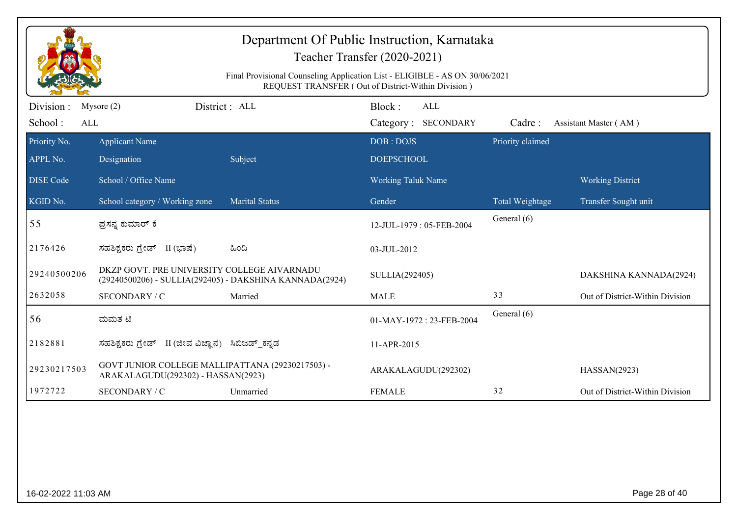# Department Of Public Instruction, Karnataka

## Teacher Transfer (2020-2021)

Final Provisional Counseling Application List - ELIGIBLE - AS ON 30/06/2021
REQUEST TRANSFER ( Out of District-Within Division )

Division : Mysore (2) District : ALL Block : ALL

School : ALL Category : SECONDARY Cadre : Assistant Master ( AM )

| Priority No. / APPL No. / DISE Code / KGID No. | Applicant Name / Designation / School / Office Name / School category / Working zone | Subject / Marital Status | DOB : DOJS / DOEPSCHOOL / Working Taluk Name / Gender | Priority claimed / Total Weightage | Working District / Transfer Sought unit |
|---|---|---|---|---|---|
| 55 | ಪ್ರಸನ್ನ ಕುಮಾರ್ ಕೆ | | 12-JUL-1979 : 05-FEB-2004 | General (6) | |
| 2176426 | ಸಹಶಿಕ್ಷಕರು ಗ್ರೇಡ್ II (ಭಾಷೆ) | ಹಿಂದಿ | 03-JUL-2012 | | |
| 29240500206 | DKZP GOVT. PRE UNIVERSITY COLLEGE AIVARNADU (29240500206) - SULLIA(292405) - DAKSHINA KANNADA(2924) | | SULLIA(292405) | | DAKSHINA KANNADA(2924) |
| 2632058 | SECONDARY / C | Married | MALE | 33 | Out of District-Within Division |
| 56 | ಮಮತ ಟಿ | | 01-MAY-1972 : 23-FEB-2004 | General (6) | |
| 2182881 | ಸಹಶಿಕ್ಷಕರು ಗ್ರೇಡ್ II (ಜೀವ ವಿಜ್ಞಾನ) | ಸಿಬಿಜಡ್_ಕನ್ನಡ | 11-APR-2015 | | |
| 29230217503 | GOVT JUNIOR COLLEGE MALLIPATTANA (29230217503) - ARAKALAGUDU(292302) - HASSAN(2923) | | ARAKALAGUDU(292302) | | HASSAN(2923) |
| 1972722 | SECONDARY / C | Unmarried | FEMALE | 32 | Out of District-Within Division |

16-02-2022 11:03 AM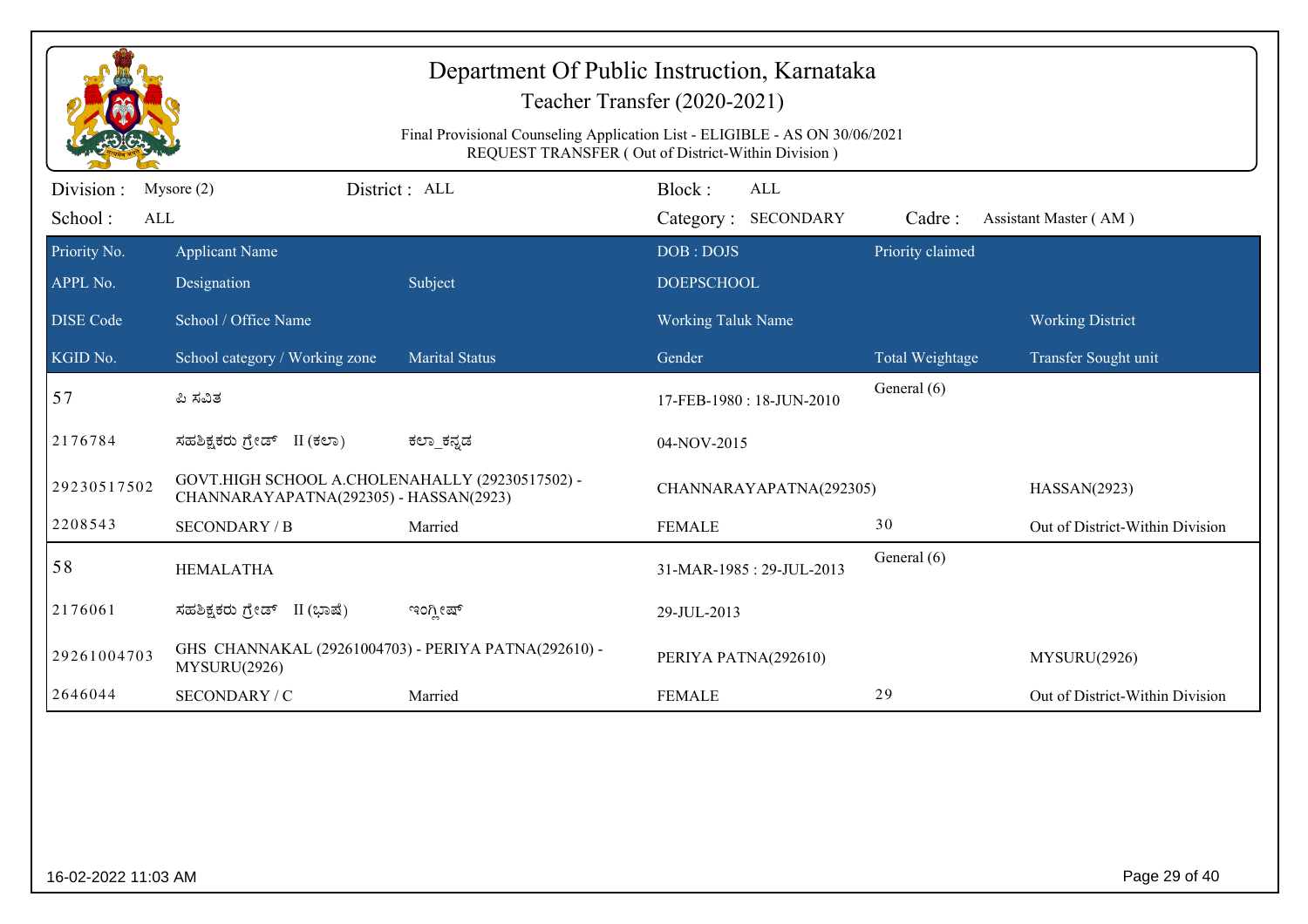# Department Of Public Instruction, Karnataka

## Teacher Transfer (2020-2021)

Final Provisional Counseling Application List - ELIGIBLE - AS ON 30/06/2021
REQUEST TRANSFER ( Out of District-Within Division )

Division : Mysore (2) District : ALL Block : ALL
School : ALL Category : SECONDARY Cadre : Assistant Master ( AM )

| Priority No. / APPL No. / DISE Code / KGID No. | Applicant Name / Designation / School / Office Name / School category / Working zone | Subject / Marital Status | DOB : DOJS / DOEPSCHOOL / Working Taluk Name / Gender | Priority claimed / Total Weightage | Working District / Transfer Sought unit |
|---|---|---|---|---|---|
| 57 | ಪಿ ಸವಿತ | | 17-FEB-1980 : 18-JUN-2010 | General (6) | |
| 2176784 | ಸಹಶಿಕ್ಷಕರು ಗ್ರೇಡ್ II (ಕಲಾ) | ಕಲಾ_ಕನ್ನಡ | 04-NOV-2015 | | |
| 29230517502 | GOVT.HIGH SCHOOL A.CHOLENAHALLY (29230517502) - CHANNARAYAPATNA(292305) - HASSAN(2923) | | CHANNARAYAPATNA(292305) | | HASSAN(2923) |
| 2208543 | SECONDARY / B | Married | FEMALE | 30 | Out of District-Within Division |
| 58 | HEMALATHA | | 31-MAR-1985 : 29-JUL-2013 | General (6) | |
| 2176061 | ಸಹಶಿಕ್ಷಕರು ಗ್ರೇಡ್ II (ಭಾಷೆ) | ಇಂಗ್ಲೀಷ್ | 29-JUL-2013 | | |
| 29261004703 | GHS CHANNAKAL (29261004703) - PERIYA PATNA(292610) - MYSURU(2926) | | PERIYA PATNA(292610) | | MYSURU(2926) |
| 2646044 | SECONDARY / C | Married | FEMALE | 29 | Out of District-Within Division |

16-02-2022 11:03 AM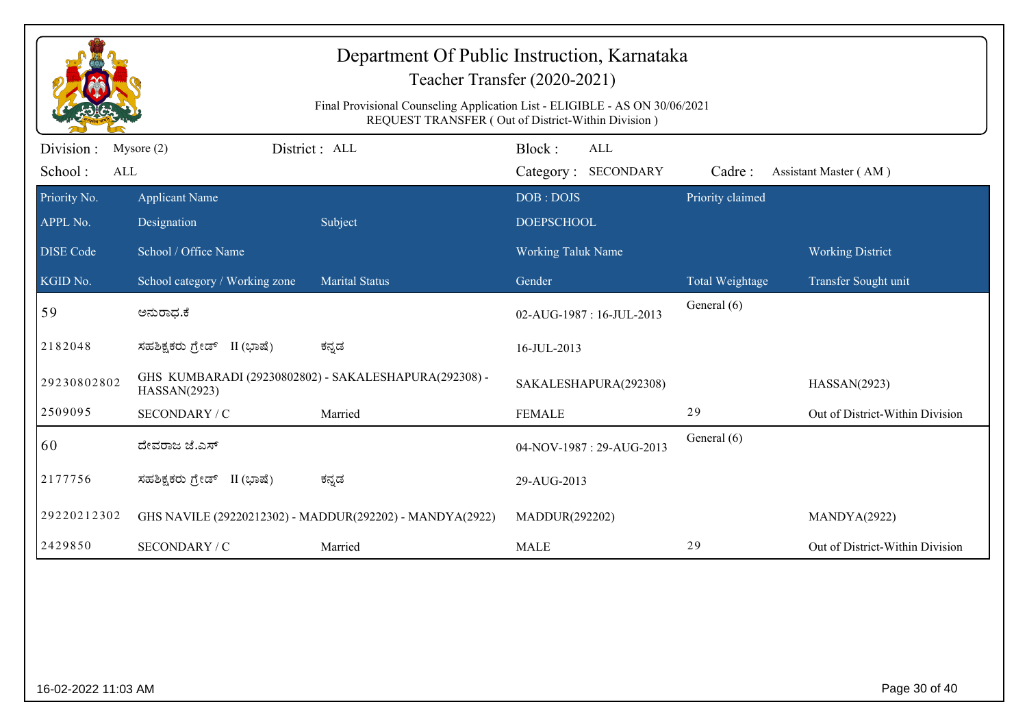# Department Of Public Instruction, Karnataka

## Teacher Transfer (2020-2021)

Final Provisional Counseling Application List - ELIGIBLE - AS ON 30/06/2021
REQUEST TRANSFER ( Out of District-Within Division )

Division : Mysore (2) District : ALL Block : ALL
School : ALL Category : SECONDARY Cadre : Assistant Master ( AM )

| Priority No. / APPL No. / DISE Code / KGID No. | Applicant Name / Designation / School / Office Name / School category / Working zone | Subject / Marital Status | DOB : DOJS / DOEPSCHOOL / Working Taluk Name / Gender | Priority claimed / Total Weightage | Working District / Transfer Sought unit |
|---|---|---|---|---|---|
| 59 | ಅನುರಾಧ.ಕೆ | | 02-AUG-1987 : 16-JUL-2013 | General (6) | |
| 2182048 | ಸಹಶಿಕ್ಷಕರು ಗ್ರೇಡ್ II (ಭಾಷೆ) | ಕನ್ನಡ | 16-JUL-2013 | | |
| 29230802802 | GHS KUMBARADI (29230802802) - SAKALESHAPURA(292308) - HASSAN(2923) | | SAKALESHAPURA(292308) | | HASSAN(2923) |
| 2509095 | SECONDARY / C | Married | FEMALE | 29 | Out of District-Within Division |
| 60 | ದೇವರಾಜ ಜಿ.ಎಸ್ | | 04-NOV-1987 : 29-AUG-2013 | General (6) | |
| 2177756 | ಸಹಶಿಕ್ಷಕರು ಗ್ರೇಡ್ II (ಭಾಷೆ) | ಕನ್ನಡ | 29-AUG-2013 | | |
| 29220212302 | GHS NAVILE (29220212302) - MADDUR(292202) - MANDYA(2922) | | MADDUR(292202) | | MANDYA(2922) |
| 2429850 | SECONDARY / C | Married | MALE | 29 | Out of District-Within Division |

16-02-2022 11:03 AM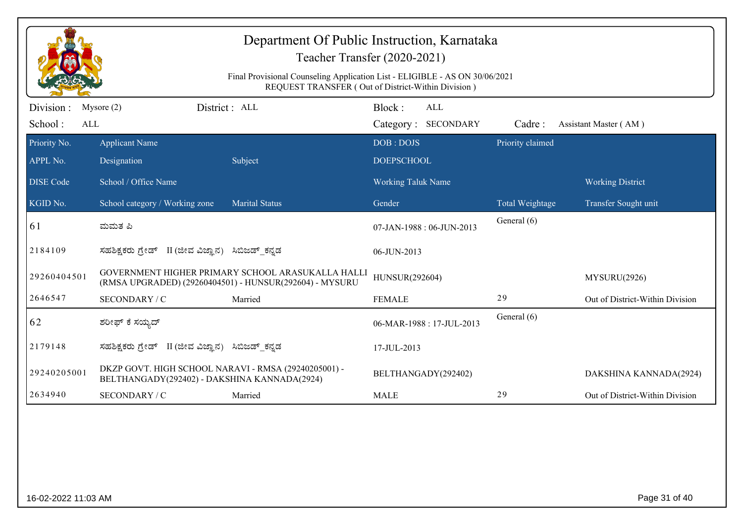# Department Of Public Instruction, Karnataka

## Teacher Transfer (2020-2021)

Final Provisional Counseling Application List - ELIGIBLE - AS ON 30/06/2021
REQUEST TRANSFER ( Out of District-Within Division )

Division : Mysore (2) | District : ALL | Block : ALL
School : ALL | Category : SECONDARY | Cadre : Assistant Master ( AM )

| Priority No. | Applicant Name | | DOB : DOJS | Priority claimed | |
|---|---|---|---|---|---|
| APPL No. | Designation | Subject | DOEPSCHOOL | | |
| DISE Code | School / Office Name | | Working Taluk Name | | Working District |
| KGID No. | School category / Working zone | Marital Status | Gender | Total Weightage | Transfer Sought unit |
| 61 | ಮಮತ ಪಿ | | 07-JAN-1988 : 06-JUN-2013 | General (6) | |
| 2184109 | ಸಹಶಿಕ್ಷಕರು ಗ್ರೇಡ್ II (ಜೀವ ವಿಜ್ಞಾನ) | ಸಿಬಿಜಡ್_ಕನ್ನಡ | 06-JUN-2013 | | |
| 29260404501 | GOVERNMENT HIGHER PRIMARY SCHOOL ARASUKALLA HALLI (RMSA UPGRADED) (29260404501) - HUNSUR(292604) - MYSURU | | HUNSUR(292604) | | MYSURU(2926) |
| 2646547 | SECONDARY / C | Married | FEMALE | 29 | Out of District-Within Division |
| 62 | ಶರೀಫ್ ಕೆ ಸಯ್ಯದ್ | | 06-MAR-1988 : 17-JUL-2013 | General (6) | |
| 2179148 | ಸಹಶಿಕ್ಷಕರು ಗ್ರೇಡ್ II (ಜೀವ ವಿಜ್ಞಾನ) | ಸಿಬಿಜಡ್_ಕನ್ನಡ | 17-JUL-2013 | | |
| 29240205001 | DKZP GOVT. HIGH SCHOOL NARAVI - RMSA (29240205001) - BELTHANGADY(292402) - DAKSHINA KANNADA(2924) | | BELTHANGADY(292402) | | DAKSHINA KANNADA(2924) |
| 2634940 | SECONDARY / C | Married | MALE | 29 | Out of District-Within Division |

16-02-2022 11:03 AM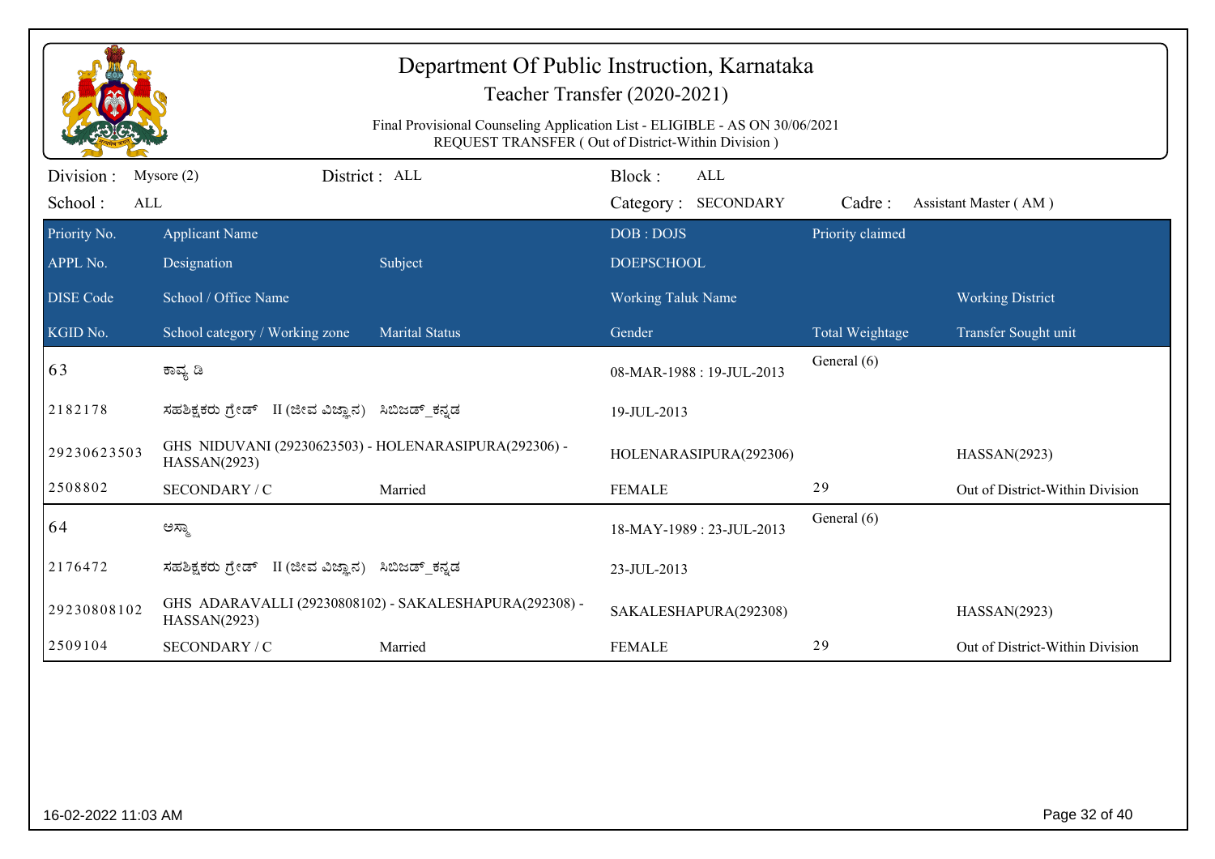# Department Of Public Instruction, Karnataka

## Teacher Transfer (2020-2021)

Final Provisional Counseling Application List - ELIGIBLE - AS ON 30/06/2021
REQUEST TRANSFER ( Out of District-Within Division )

Division : Mysore (2) District : ALL Block : ALL
School : ALL Category : SECONDARY Cadre : Assistant Master ( AM )

| Priority No. / APPL No. / DISE Code / KGID No. | Applicant Name / Designation / School / Office Name / School category / Working zone | Subject / Marital Status | DOB : DOJS / DOEPSCHOOL / Working Taluk Name / Gender | Priority claimed / Total Weightage | Working District / Transfer Sought unit |
|---|---|---|---|---|---|
| 63 | ಕಾವ್ಯ ಡಿ | | 08-MAR-1988 : 19-JUL-2013 | General (6) | |
| 2182178 | ಸಹಶಿಕ್ಷಕರು ಗ್ರೇಡ್ II (ಜೀವ ವಿಜ್ಞಾನ) | ಸಿಬಿಜಡ್_ಕನ್ನಡ | 19-JUL-2013 | | |
| 29230623503 | GHS NIDUVANI (29230623503) - HOLENARASIPURA(292306) - HASSAN(2923) | | HOLENARASIPURA(292306) | | HASSAN(2923) |
| 2508802 | SECONDARY / C | Married | FEMALE | 29 | Out of District-Within Division |
| 64 | ಅಸ್ಮಾ | | 18-MAY-1989 : 23-JUL-2013 | General (6) | |
| 2176472 | ಸಹಶಿಕ್ಷಕರು ಗ್ರೇಡ್ II (ಜೀವ ವಿಜ್ಞಾನ) | ಸಿಬಿಜಡ್_ಕನ್ನಡ | 23-JUL-2013 | | |
| 29230808102 | GHS ADARAVALLI (29230808102) - SAKALESHAPURA(292308) - HASSAN(2923) | | SAKALESHAPURA(292308) | | HASSAN(2923) |
| 2509104 | SECONDARY / C | Married | FEMALE | 29 | Out of District-Within Division |

16-02-2022 11:03 AM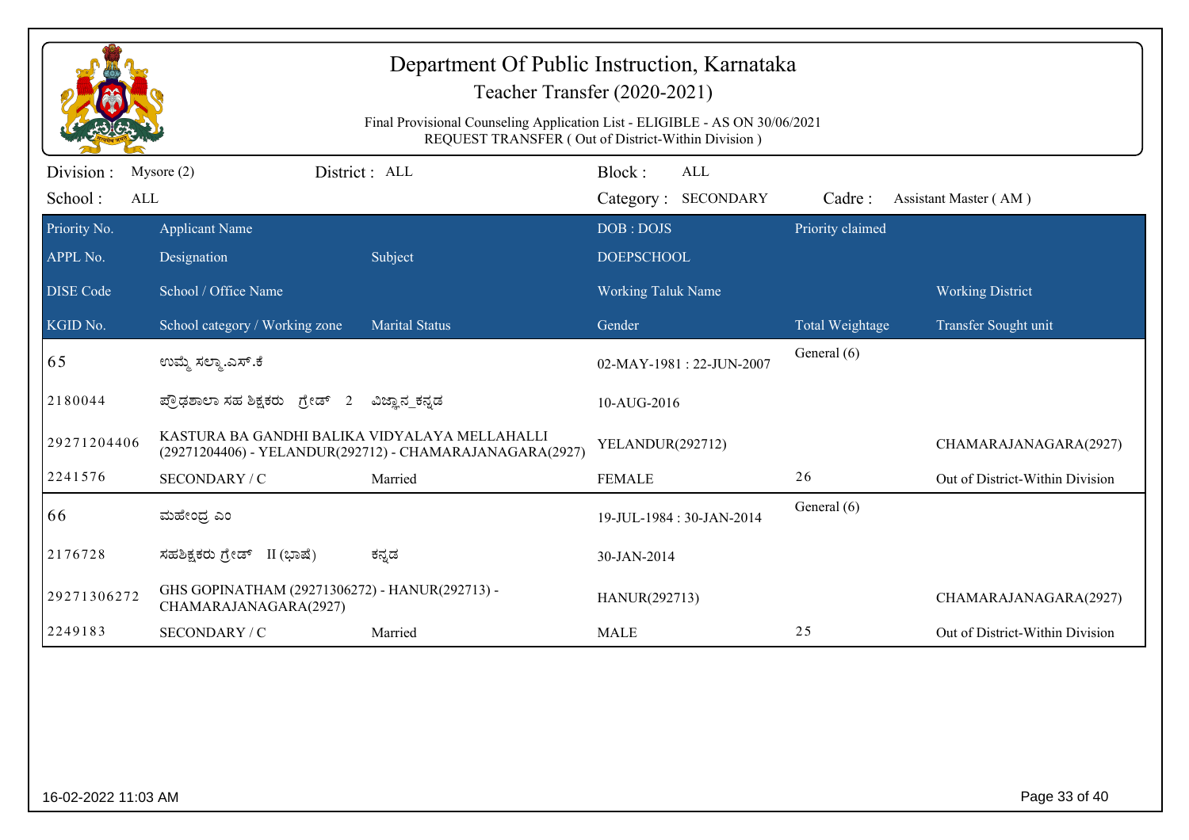# Department Of Public Instruction, Karnataka

## Teacher Transfer (2020-2021)

Final Provisional Counseling Application List - ELIGIBLE - AS ON 30/06/2021
REQUEST TRANSFER ( Out of District-Within Division )

Division : Mysore (2) District : ALL Block : ALL
School : ALL Category : SECONDARY Cadre : Assistant Master ( AM )

| Priority No. / APPL No. / DISE Code / KGID No. | Applicant Name / Designation / School / Office Name / School category / Working zone | Subject / Marital Status | DOB : DOJS / DOEPSCHOOL / Working Taluk Name / Gender | Priority claimed / Total Weightage | Working District / Transfer Sought unit |
|---|---|---|---|---|---|
| 65 | ಉಮ್ಮೆ ಸಲ್ಮಾ.ಎಸ್.ಕೆ | | 02-MAY-1981 : 22-JUN-2007 | General (6) | |
| 2180044 | ಪ್ರೌಢಶಾಲಾ ಸಹ ಶಿಕ್ಷಕರು ಗ್ರೇಡ್ 2 | ವಿಜ್ಞಾನ_ಕನ್ನಡ | 10-AUG-2016 | | |
| 29271204406 | KASTURA BA GANDHI BALIKA VIDYALAYA MELLAHALLI (29271204406) - YELANDUR(292712) - CHAMARAJANAGARA(2927) | | YELANDUR(292712) | | CHAMARAJANAGARA(2927) |
| 2241576 | SECONDARY / C | Married | FEMALE | 26 | Out of District-Within Division |
| 66 | ಮಹೇಂದ್ರ ಎಂ | | 19-JUL-1984 : 30-JAN-2014 | General (6) | |
| 2176728 | ಸಹಶಿಕ್ಷಕರು ಗ್ರೇಡ್ II (ಭಾಷೆ) | ಕನ್ನಡ | 30-JAN-2014 | | |
| 29271306272 | GHS GOPINATHAM (29271306272) - HANUR(292713) - CHAMARAJANAGARA(2927) | | HANUR(292713) | | CHAMARAJANAGARA(2927) |
| 2249183 | SECONDARY / C | Married | MALE | 25 | Out of District-Within Division |

16-02-2022 11:03 AM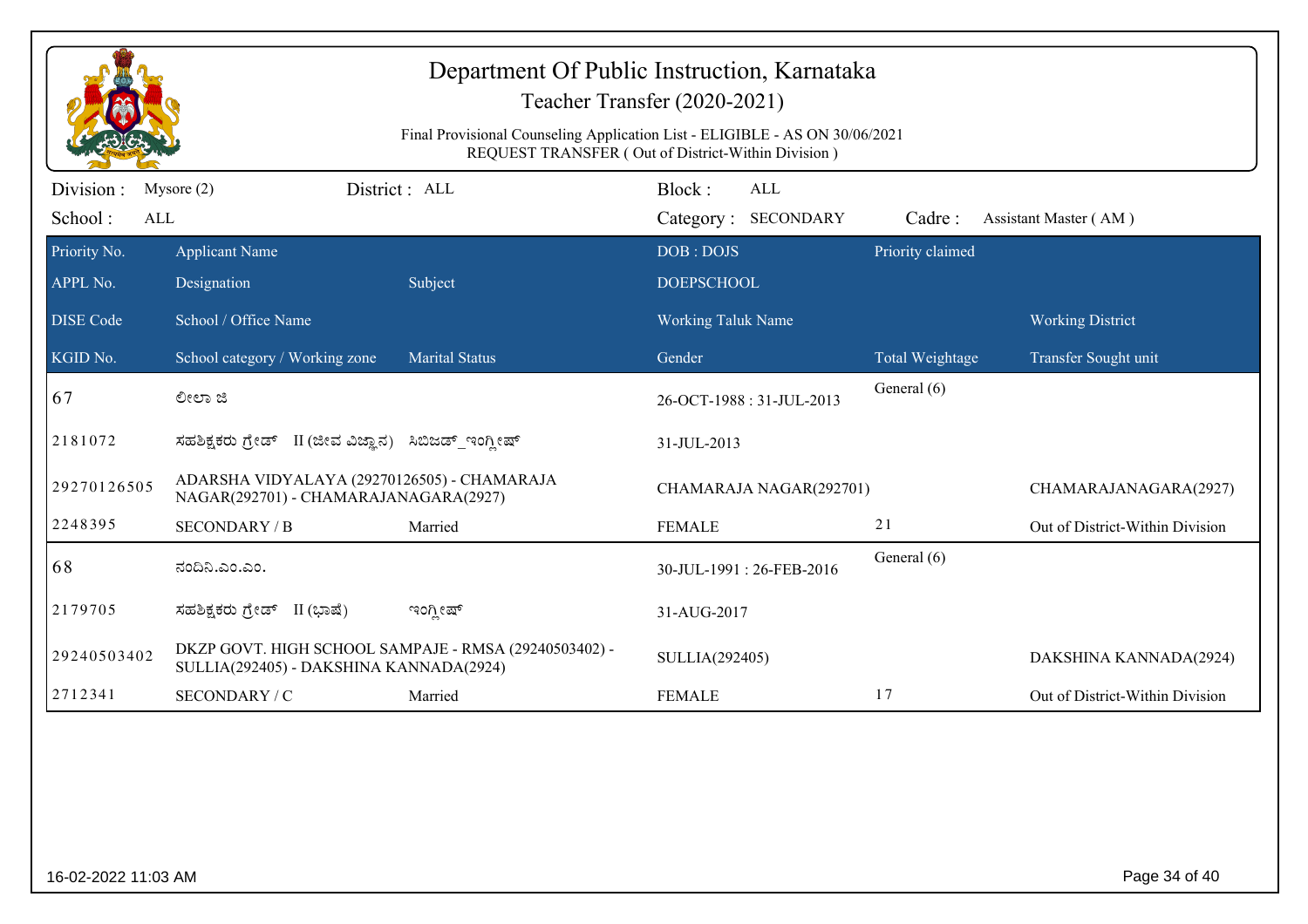# Department Of Public Instruction, Karnataka

## Teacher Transfer (2020-2021)

Final Provisional Counseling Application List - ELIGIBLE - AS ON 30/06/2021
REQUEST TRANSFER ( Out of District-Within Division )

Division : Mysore (2) District : ALL Block : ALL
School : ALL Category : SECONDARY Cadre : Assistant Master ( AM )

| Priority No. / APPL No. / DISE Code / KGID No. | Applicant Name / Designation / School / Office Name / School category / Working zone | Subject / Marital Status | DOB : DOJS / DOEPSCHOOL / Working Taluk Name / Gender | Priority claimed / Total Weightage | Working District / Transfer Sought unit |
|---|---|---|---|---|---|
| 67 | ಲೀಲಾ ಜಿ | | 26-OCT-1988 : 31-JUL-2013 | General (6) | |
| 2181072 | ಸಹಶಿಕ್ಷಕರು ಗ್ರೇಡ್ II (ಜೀವ ವಿಜ್ಞಾನ) | ಸಿಬಿಜಡ್_ಇಂಗ್ಲೀಷ್ | 31-JUL-2013 | | |
| 29270126505 | ADARSHA VIDYALAYA (29270126505) - CHAMARAJA NAGAR(292701) - CHAMARAJANAGARA(2927) | | CHAMARAJA NAGAR(292701) | | CHAMARAJANAGARA(2927) |
| 2248395 | SECONDARY / B | Married | FEMALE | 21 | Out of District-Within Division |
| 68 | ನಂದಿನಿ.ಎಂ.ಎಂ. | | 30-JUL-1991 : 26-FEB-2016 | General (6) | |
| 2179705 | ಸಹಶಿಕ್ಷಕರು ಗ್ರೇಡ್ II (ಭಾಷೆ) | ಇಂಗ್ಲೀಷ್ | 31-AUG-2017 | | |
| 29240503402 | DKZP GOVT. HIGH SCHOOL SAMPAJE - RMSA (29240503402) - SULLIA(292405) - DAKSHINA KANNADA(2924) | | SULLIA(292405) | | DAKSHINA KANNADA(2924) |
| 2712341 | SECONDARY / C | Married | FEMALE | 17 | Out of District-Within Division |

16-02-2022 11:03 AM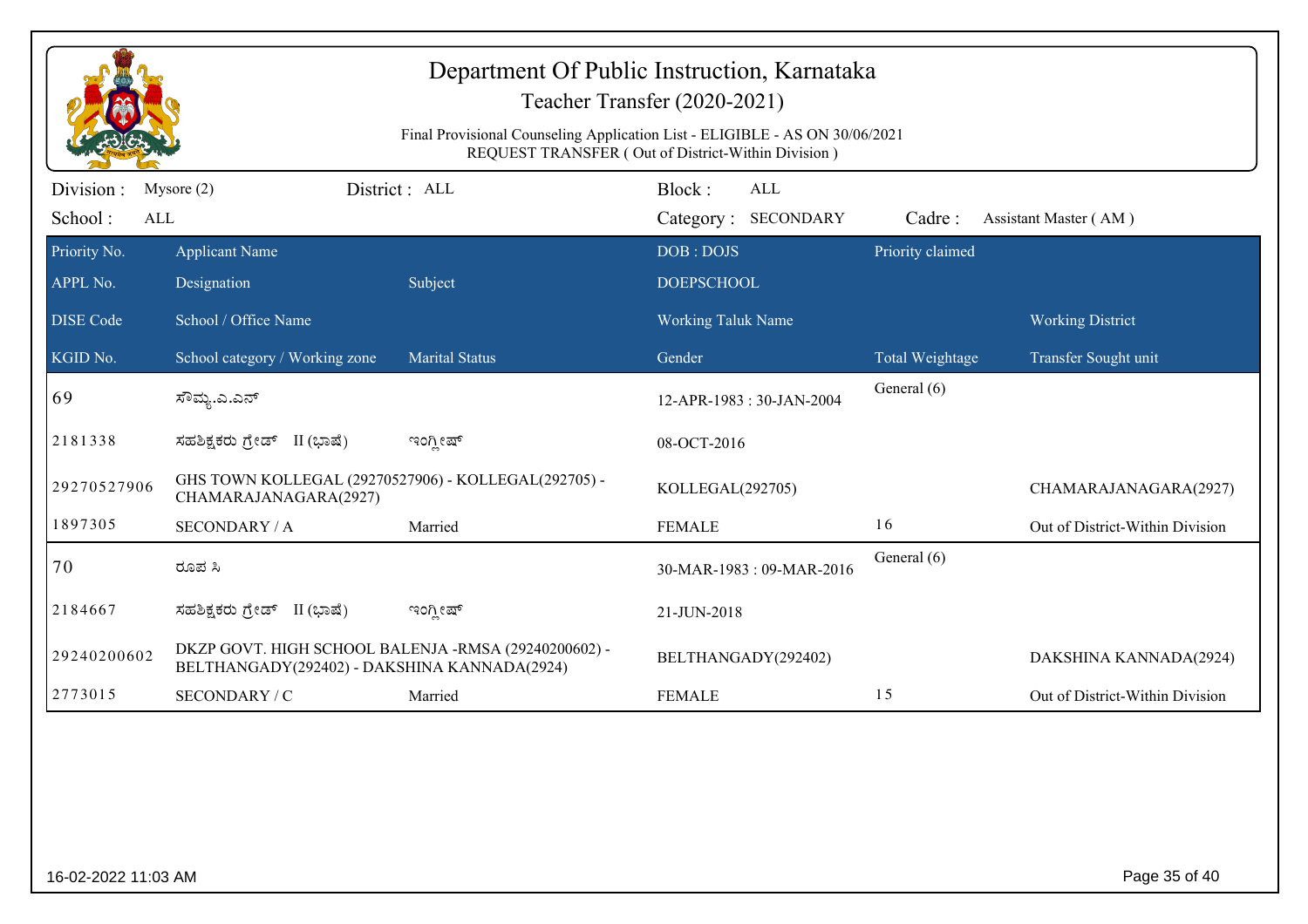# Department Of Public Instruction, Karnataka

## Teacher Transfer (2020-2021)

Final Provisional Counseling Application List - ELIGIBLE - AS ON 30/06/2021
REQUEST TRANSFER ( Out of District-Within Division )

Division : Mysore (2) District : ALL Block : ALL
School : ALL Category : SECONDARY Cadre : Assistant Master ( AM )

| Priority No. / APPL No. / DISE Code / KGID No. | Applicant Name / Designation / School / Office Name / School category / Working zone | Subject / Marital Status | DOB : DOJS / DOEPSCHOOL / Working Taluk Name / Gender | Priority claimed / Total Weightage | Working District / Transfer Sought unit |
|---|---|---|---|---|---|
| 69 | ಸೌಮ್ಯ.ಎ.ಎನ್ | | 12-APR-1983 : 30-JAN-2004 | General (6) | |
| 2181338 | ಸಹಶಿಕ್ಷಕರು ಗ್ರೇಡ್ II (ಭಾಷೆ) | ಇಂಗ್ಲೀಷ್ | 08-OCT-2016 | | |
| 29270527906 | GHS TOWN KOLLEGAL (29270527906) - KOLLEGAL(292705) - CHAMARAJANAGARA(2927) | | KOLLEGAL(292705) | | CHAMARAJANAGARA(2927) |
| 1897305 | SECONDARY / A | Married | FEMALE | 16 | Out of District-Within Division |
| 70 | ರೂಪ ಸಿ | | 30-MAR-1983 : 09-MAR-2016 | General (6) | |
| 2184667 | ಸಹಶಿಕ್ಷಕರು ಗ್ರೇಡ್ II (ಭಾಷೆ) | ಇಂಗ್ಲೀಷ್ | 21-JUN-2018 | | |
| 29240200602 | DKZP GOVT. HIGH SCHOOL BALENJA -RMSA (29240200602) - BELTHANGADY(292402) - DAKSHINA KANNADA(2924) | | BELTHANGADY(292402) | | DAKSHINA KANNADA(2924) |
| 2773015 | SECONDARY / C | Married | FEMALE | 15 | Out of District-Within Division |

16-02-2022 11:03 AM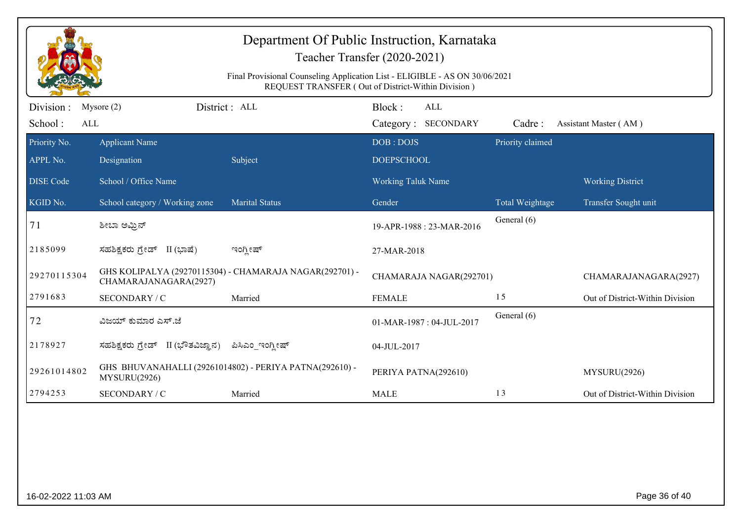# Department Of Public Instruction, Karnataka

Teacher Transfer (2020-2021)

Final Provisional Counseling Application List - ELIGIBLE - AS ON 30/06/2021
REQUEST TRANSFER ( Out of District-Within Division )

Division : Mysore (2) District : ALL Block : ALL
School : ALL Category : SECONDARY Cadre : Assistant Master ( AM )

| Priority No. / APPL No. / DISE Code / KGID No. | Applicant Name / Designation / School / Office Name / School category / Working zone | Subject / Marital Status | DOB : DOJS / DOEPSCHOOL / Working Taluk Name / Gender | Priority claimed / Total Weightage | Working District / Transfer Sought unit |
|---|---|---|---|---|---|
| 71 | ಶೀಬಾ ಅಫ್ರಿನ್ | | 19-APR-1988 : 23-MAR-2016 | General (6) | |
| 2185099 | ಸಹಶಿಕ್ಷಕರು ಗ್ರೇಡ್ II (ಭಾಷೆ) | ಇಂಗ್ಲೀಷ್ | 27-MAR-2018 | | |
| 29270115304 | GHS KOLIPALYA (29270115304) - CHAMARAJA NAGAR(292701) - CHAMARAJANAGARA(2927) | | CHAMARAJA NAGAR(292701) | | CHAMARAJANAGARA(2927) |
| 2791683 | SECONDARY / C | Married | FEMALE | 15 | Out of District-Within Division |
| 72 | ವಿಜಯ್ ಕುಮಾರ ಎಸ್.ಜೆ | | 01-MAR-1987 : 04-JUL-2017 | General (6) | |
| 2178927 | ಸಹಶಿಕ್ಷಕರು ಗ್ರೇಡ್ II (ಭೌತವಿಜ್ಞಾನ) | ಪಿಸಿಎಂ_ಇಂಗ್ಲೀಷ್ | 04-JUL-2017 | | |
| 29261014802 | GHS BHUVANAHALLI (29261014802) - PERIYA PATNA(292610) - MYSURU(2926) | | PERIYA PATNA(292610) | | MYSURU(2926) |
| 2794253 | SECONDARY / C | Married | MALE | 13 | Out of District-Within Division |

16-02-2022 11:03 AM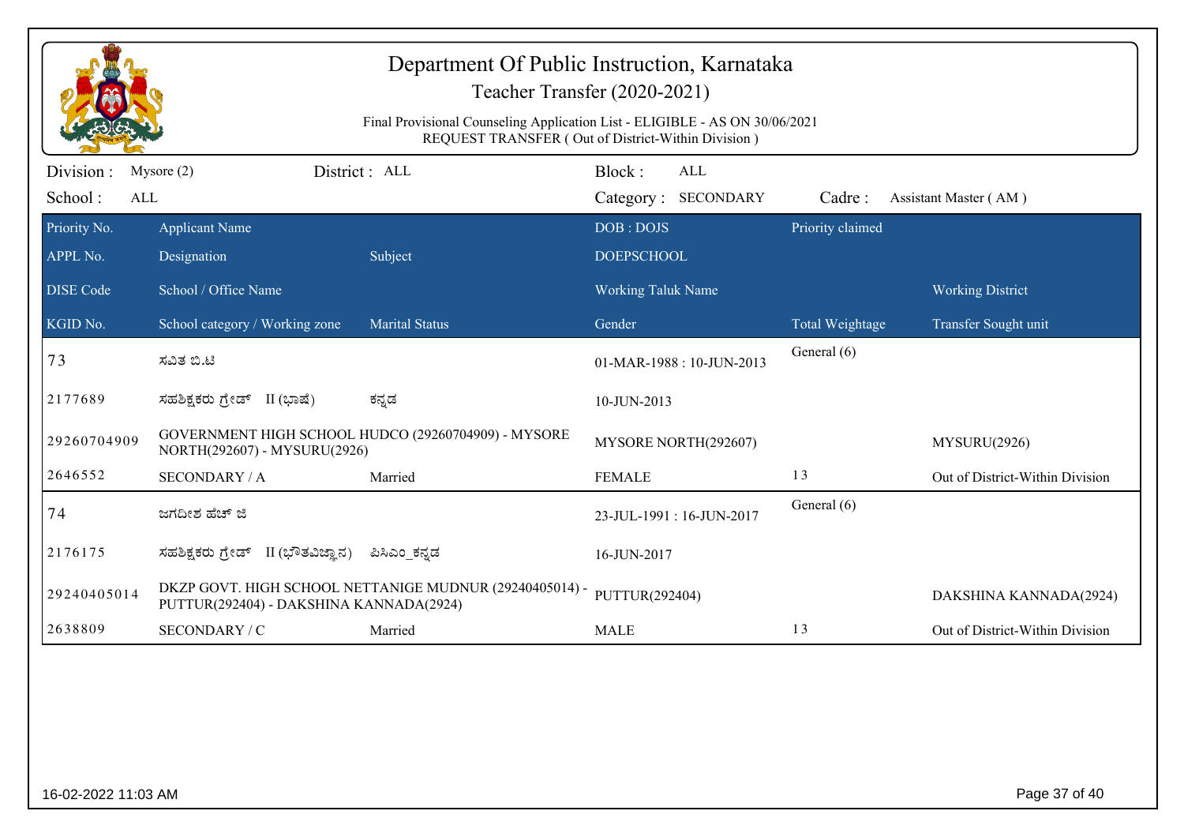# Department Of Public Instruction, Karnataka

## Teacher Transfer (2020-2021)

Final Provisional Counseling Application List - ELIGIBLE - AS ON 30/06/2021
REQUEST TRANSFER ( Out of District-Within Division )

Division : Mysore (2) District : ALL Block : ALL
School : ALL Category : SECONDARY Cadre : Assistant Master ( AM )

| Priority No. / APPL No. / DISE Code / KGID No. | Applicant Name / Designation / School / Office Name / School category / Working zone | Subject / Marital Status | DOB : DOJS / DOEPSCHOOL / Working Taluk Name / Gender | Priority claimed / Total Weightage | Working District / Transfer Sought unit |
|---|---|---|---|---|---|
| 73 | ಸವಿತ ಬಿ.ಟಿ | | 01-MAR-1988 : 10-JUN-2013 | General (6) | |
| 2177689 | ಸಹಶಿಕ್ಷಕರು ಗ್ರೇಡ್ II (ಭಾಷೆ) | ಕನ್ನಡ | 10-JUN-2013 | | |
| 29260704909 | GOVERNMENT HIGH SCHOOL HUDCO (29260704909) - MYSORE NORTH(292607) - MYSURU(2926) | | MYSORE NORTH(292607) | | MYSURU(2926) |
| 2646552 | SECONDARY / A | Married | FEMALE | 13 | Out of District-Within Division |
| 74 | ಜಗದೀಶ ಹೆಚ್ ಜಿ | | 23-JUL-1991 : 16-JUN-2017 | General (6) | |
| 2176175 | ಸಹಶಿಕ್ಷಕರು ಗ್ರೇಡ್ II (ಭೌತವಿಜ್ಞಾನ) | ಪಿಸಿಎಂ_ಕನ್ನಡ | 16-JUN-2017 | | |
| 29240405014 | DKZP GOVT. HIGH SCHOOL NETTANIGE MUDNUR (29240405014) - PUTTUR(292404) - DAKSHINA KANNADA(2924) | | PUTTUR(292404) | | DAKSHINA KANNADA(2924) |
| 2638809 | SECONDARY / C | Married | MALE | 13 | Out of District-Within Division |

16-02-2022 11:03 AM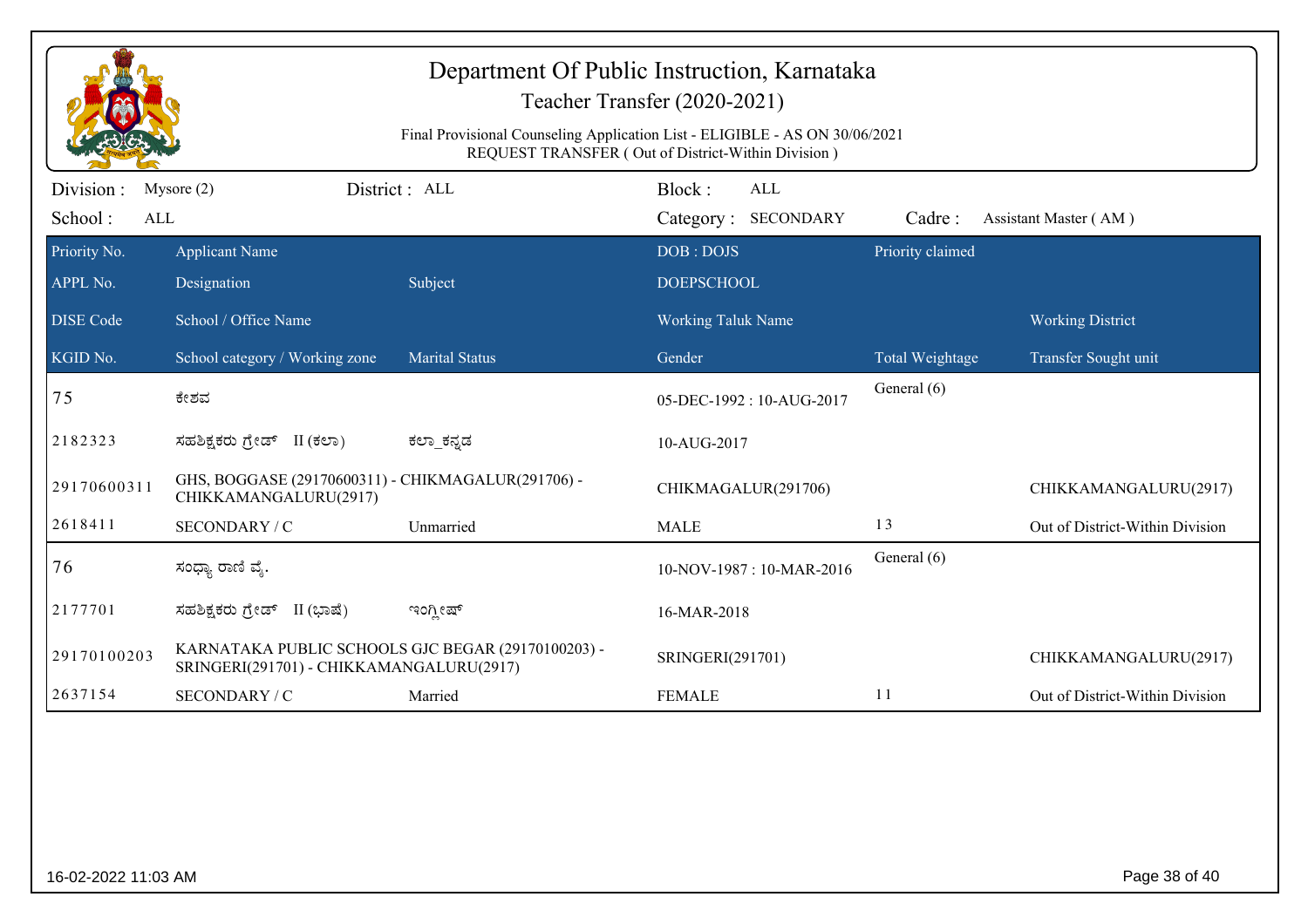# Department Of Public Instruction, Karnataka

## Teacher Transfer (2020-2021)

Final Provisional Counseling Application List - ELIGIBLE - AS ON 30/06/2021
REQUEST TRANSFER ( Out of District-Within Division )

Division : Mysore (2) District : ALL Block : ALL
School : ALL Category : SECONDARY Cadre : Assistant Master ( AM )

| Priority No. / APPL No. / DISE Code / KGID No. | Applicant Name / Designation / School / Office Name / School category / Working zone | Subject / Marital Status | DOB : DOJS / DOEPSCHOOL / Working Taluk Name / Gender | Priority claimed / Total Weightage | Working District / Transfer Sought unit |
|---|---|---|---|---|---|
| 75 | ಕೇಶವ | | 05-DEC-1992 : 10-AUG-2017 | General (6) | |
| 2182323 | ಸಹಶಿಕ್ಷಕರು ಗ್ರೇಡ್ II (ಕಲಾ) | ಕಲಾ_ಕನ್ನಡ | 10-AUG-2017 | | |
| 29170600311 | GHS, BOGGASE (29170600311) - CHIKMAGALUR(291706) - CHIKKAMANGALURU(2917) | | CHIKMAGALUR(291706) | | CHIKKAMANGALURU(2917) |
| 2618411 | SECONDARY / C | Unmarried | MALE | 13 | Out of District-Within Division |
| 76 | ಸಂಧ್ಯಾ ರಾಣಿ ವೈ. | | 10-NOV-1987 : 10-MAR-2016 | General (6) | |
| 2177701 | ಸಹಶಿಕ್ಷಕರು ಗ್ರೇಡ್ II (ಭಾಷೆ) | ಇಂಗ್ಲೀಷ್ | 16-MAR-2018 | | |
| 29170100203 | KARNATAKA PUBLIC SCHOOLS GJC BEGAR (29170100203) - SRINGERI(291701) - CHIKKAMANGALURU(2917) | | SRINGERI(291701) | | CHIKKAMANGALURU(2917) |
| 2637154 | SECONDARY / C | Married | FEMALE | 11 | Out of District-Within Division |

16-02-2022 11:03 AM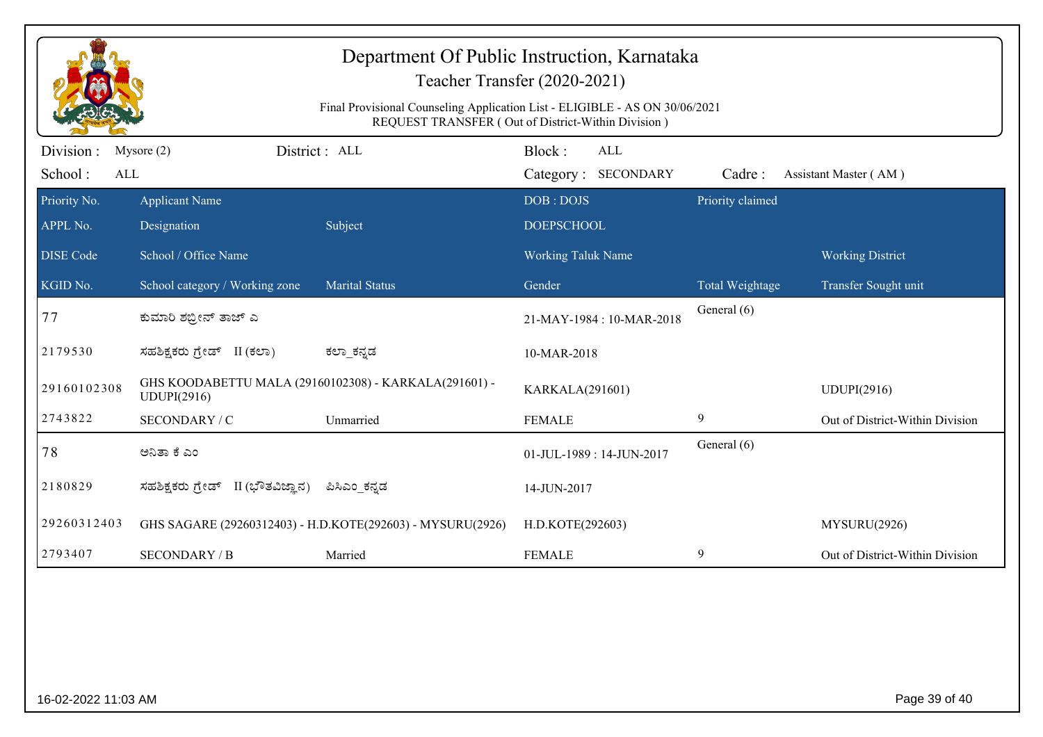# Department Of Public Instruction, Karnataka

## Teacher Transfer (2020-2021)

Final Provisional Counseling Application List - ELIGIBLE - AS ON 30/06/2021
REQUEST TRANSFER ( Out of District-Within Division )

Division : Mysore (2) District : ALL Block : ALL
School : ALL Category : SECONDARY Cadre : Assistant Master ( AM )

| Priority No. / APPL No. / DISE Code / KGID No. | Applicant Name / Designation / School / Office Name / School category / Working zone | Subject / Marital Status | DOB : DOJS / DOEPSCHOOL / Working Taluk Name / Gender | Priority claimed / Total Weightage | Working District / Transfer Sought unit |
|---|---|---|---|---|---|
| 77 | ಕುಮಾರಿ ಶಬ್ರೀನ್ ತಾಜ್ ಎ | | 21-MAY-1984 : 10-MAR-2018 | General (6) | |
| 2179530 | ಸಹಶಿಕ್ಷಕರು ಗ್ರೇಡ್ II (ಕಲಾ) | ಕಲಾ_ಕನ್ನಡ | 10-MAR-2018 | | |
| 29160102308 | GHS KOODABETTU MALA (29160102308) - KARKALA(291601) - UDUPI(2916) | | KARKALA(291601) | | UDUPI(2916) |
| 2743822 | SECONDARY / C | Unmarried | FEMALE | 9 | Out of District-Within Division |
| 78 | ಅನಿತಾ ಕೆ ಎಂ | | 01-JUL-1989 : 14-JUN-2017 | General (6) | |
| 2180829 | ಸಹಶಿಕ್ಷಕರು ಗ್ರೇಡ್ II (ಭೌತವಿಜ್ಞಾನ) | ಪಿಸಿಎಂ_ಕನ್ನಡ | 14-JUN-2017 | | |
| 29260312403 | GHS SAGARE (29260312403) - H.D.KOTE(292603) - MYSURU(2926) | | H.D.KOTE(292603) | | MYSURU(2926) |
| 2793407 | SECONDARY / B | Married | FEMALE | 9 | Out of District-Within Division |

16-02-2022 11:03 AM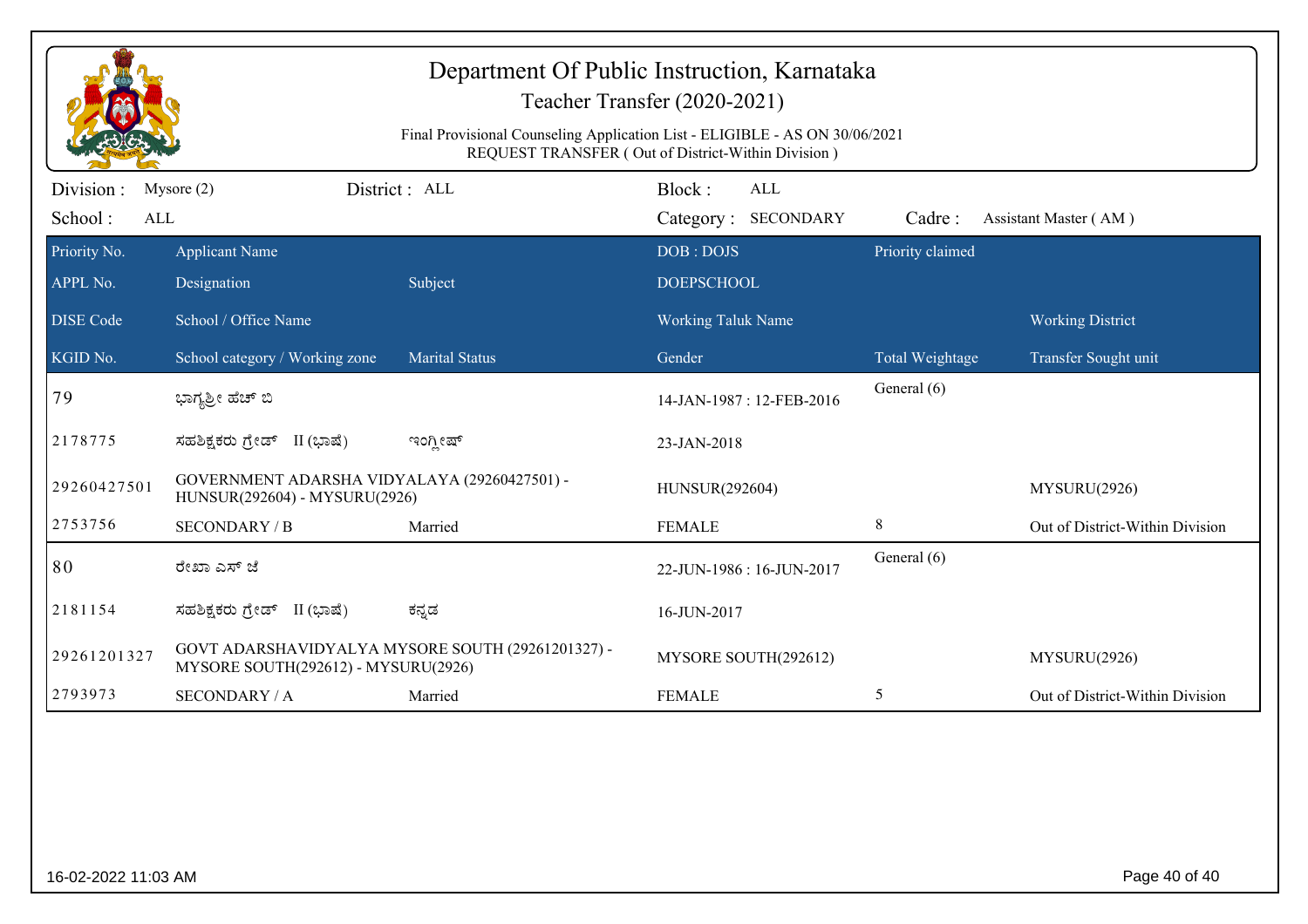# Department Of Public Instruction, Karnataka

## Teacher Transfer (2020-2021)

Final Provisional Counseling Application List - ELIGIBLE - AS ON 30/06/2021
REQUEST TRANSFER ( Out of District-Within Division )

Division : Mysore (2) District : ALL Block : ALL
School : ALL Category : SECONDARY Cadre : Assistant Master ( AM )

| Priority No. / APPL No. / DISE Code / KGID No. | Applicant Name / Designation / School / Office Name / School category / Working zone | Subject / Marital Status | DOB : DOJS / DOEPSCHOOL / Working Taluk Name / Gender | Priority claimed / Total Weightage | Working District / Transfer Sought unit |
|---|---|---|---|---|---|
| 79 | ಭಾಗ್ಯಶ್ರೀ ಹೆಚ್ ಬಿ | | 14-JAN-1987 : 12-FEB-2016 | General (6) | |
| 2178775 | ಸಹಶಿಕ್ಷಕರು ಗ್ರೇಡ್ II (ಭಾಷೆ) | ಇಂಗ್ಲೀಷ್ | 23-JAN-2018 | | |
| 29260427501 | GOVERNMENT ADARSHA VIDYALAYA (29260427501) - HUNSUR(292604) - MYSURU(2926) | | HUNSUR(292604) | | MYSURU(2926) |
| 2753756 | SECONDARY / B | Married | FEMALE | 8 | Out of District-Within Division |
| 80 | ರೇಖಾ ಎಸ್ ಜಿ | | 22-JUN-1986 : 16-JUN-2017 | General (6) | |
| 2181154 | ಸಹಶಿಕ್ಷಕರು ಗ್ರೇಡ್ II (ಭಾಷೆ) | ಕನ್ನಡ | 16-JUN-2017 | | |
| 29261201327 | GOVT ADARSHAVIDYALYA MYSORE SOUTH (29261201327) - MYSORE SOUTH(292612) - MYSURU(2926) | | MYSORE SOUTH(292612) | | MYSURU(2926) |
| 2793973 | SECONDARY / A | Married | FEMALE | 5 | Out of District-Within Division |

16-02-2022 11:03 AM